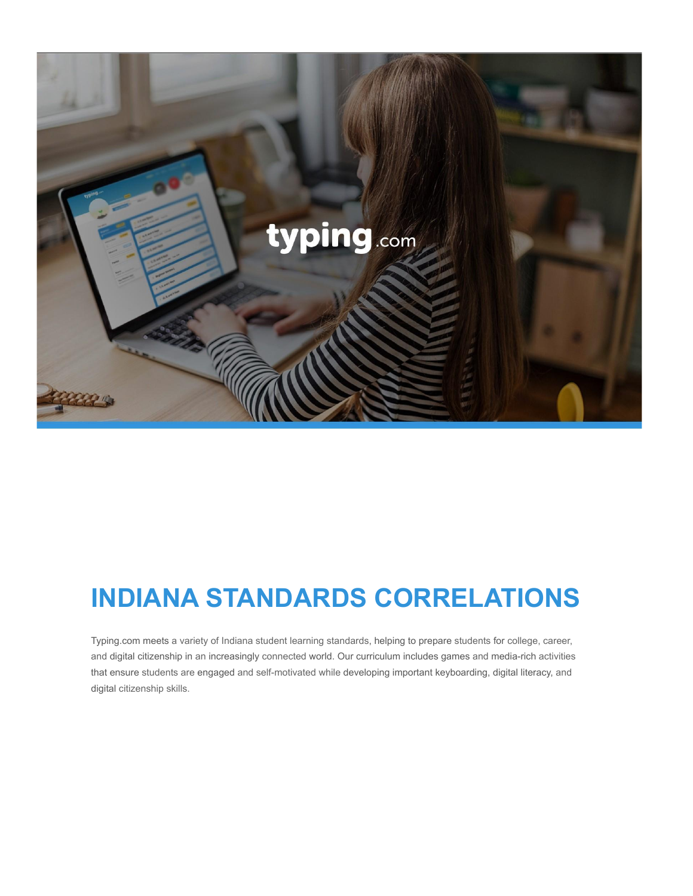# INDIANA STANDARDS CORRELATIONS

Typing.com meets a variety of Indiana student learning standards, helping to prepare students for college, career, and digital citizenship in an increasingly connected world. Our curriculum includes games and media-rich activities that ensure students are engaged and self-motivated while developing important keyboarding, digital literacy, and digital citizenship skills.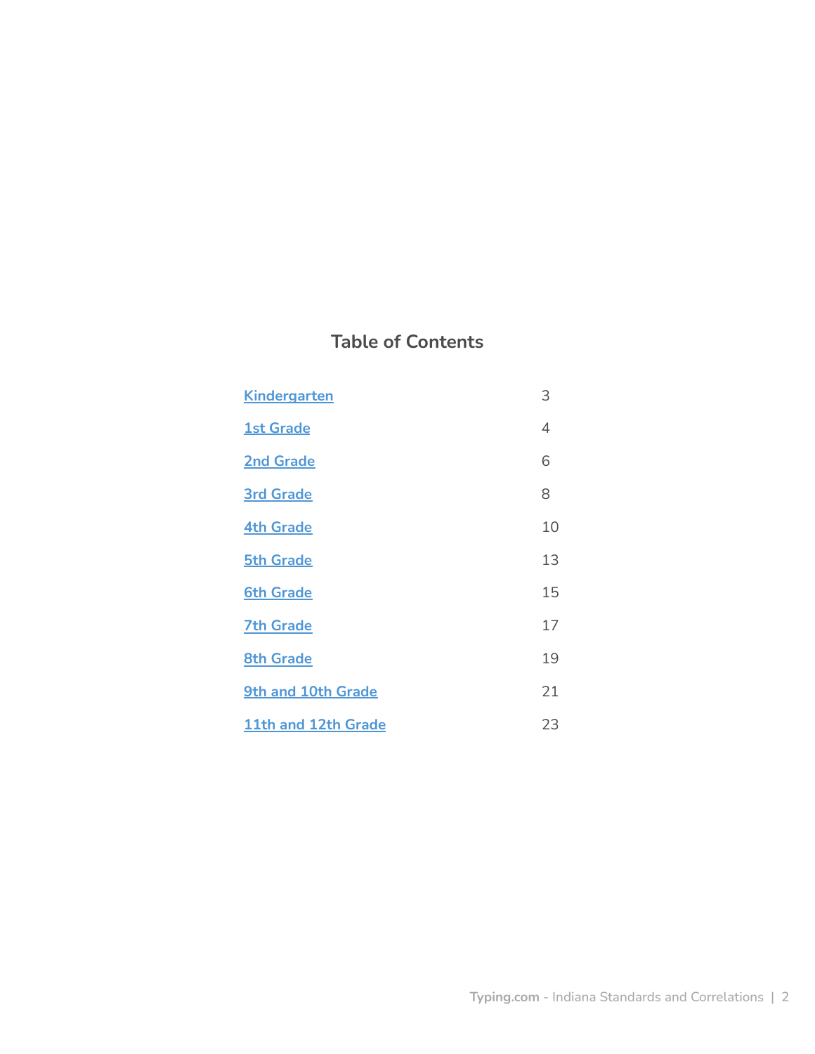## Table of Contents

| | |
|---|---|
| Kindergarten | 3 |
| 1st Grade | 4 |
| 2nd Grade | 6 |
| 3rd Grade | 8 |
| 4th Grade | 10 |
| 5th Grade | 13 |
| 6th Grade | 15 |
| 7th Grade | 17 |
| 8th Grade | 19 |
| 9th and 10th Grade | 21 |
| 11th and 12th Grade | 23 |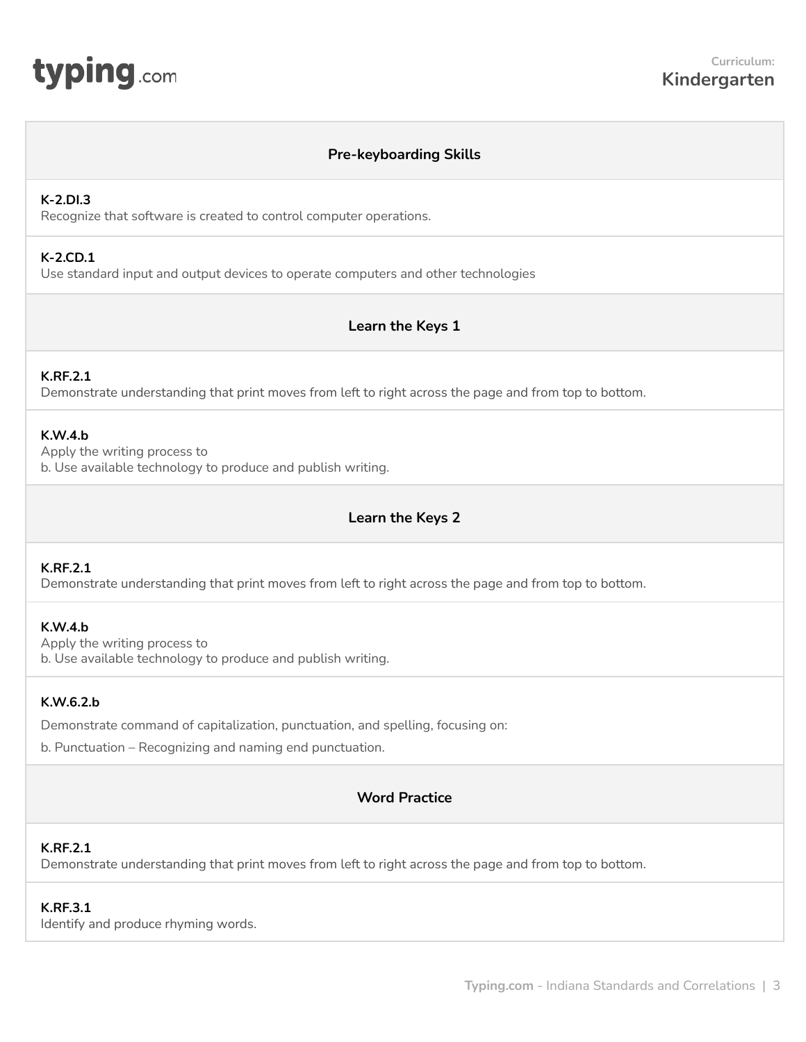**Curriculum: Kindergarten**

## Pre-keyboarding Skills

**K-2.DI.3**
Recognize that software is created to control computer operations.

**K-2.CD.1**
Use standard input and output devices to operate computers and other technologies

## Learn the Keys 1

**K.RF.2.1**
Demonstrate understanding that print moves from left to right across the page and from top to bottom.

**K.W.4.b**
Apply the writing process to
b. Use available technology to produce and publish writing.

## Learn the Keys 2

**K.RF.2.1**
Demonstrate understanding that print moves from left to right across the page and from top to bottom.

**K.W.4.b**
Apply the writing process to
b. Use available technology to produce and publish writing.

**K.W.6.2.b**

Demonstrate command of capitalization, punctuation, and spelling, focusing on:

b. Punctuation – Recognizing and naming end punctuation.

## Word Practice

**K.RF.2.1**
Demonstrate understanding that print moves from left to right across the page and from top to bottom.

**K.RF.3.1**
Identify and produce rhyming words.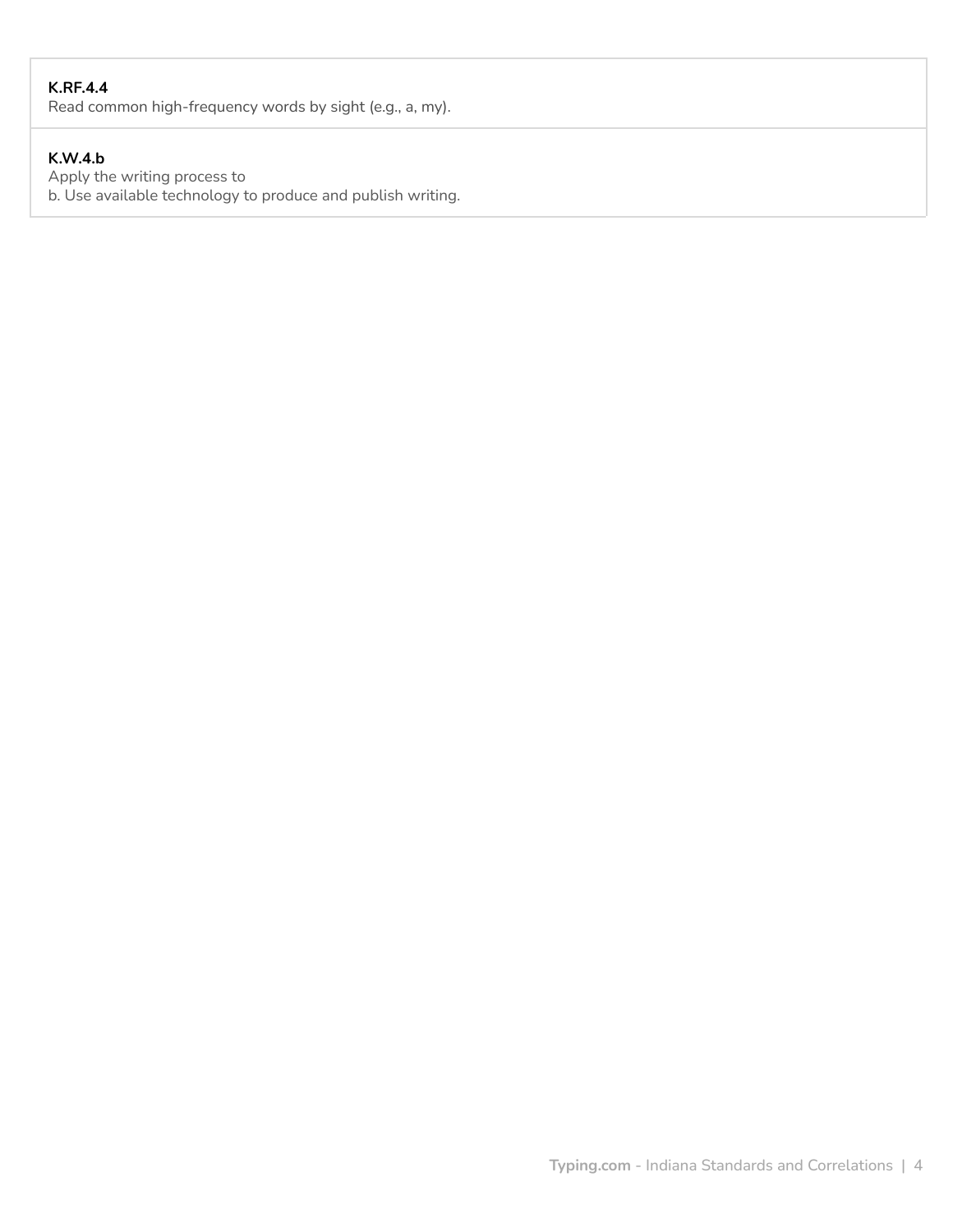**K.RF.4.4**
Read common high-frequency words by sight (e.g., a, my).

**K.W.4.b**
Apply the writing process to
b. Use available technology to produce and publish writing.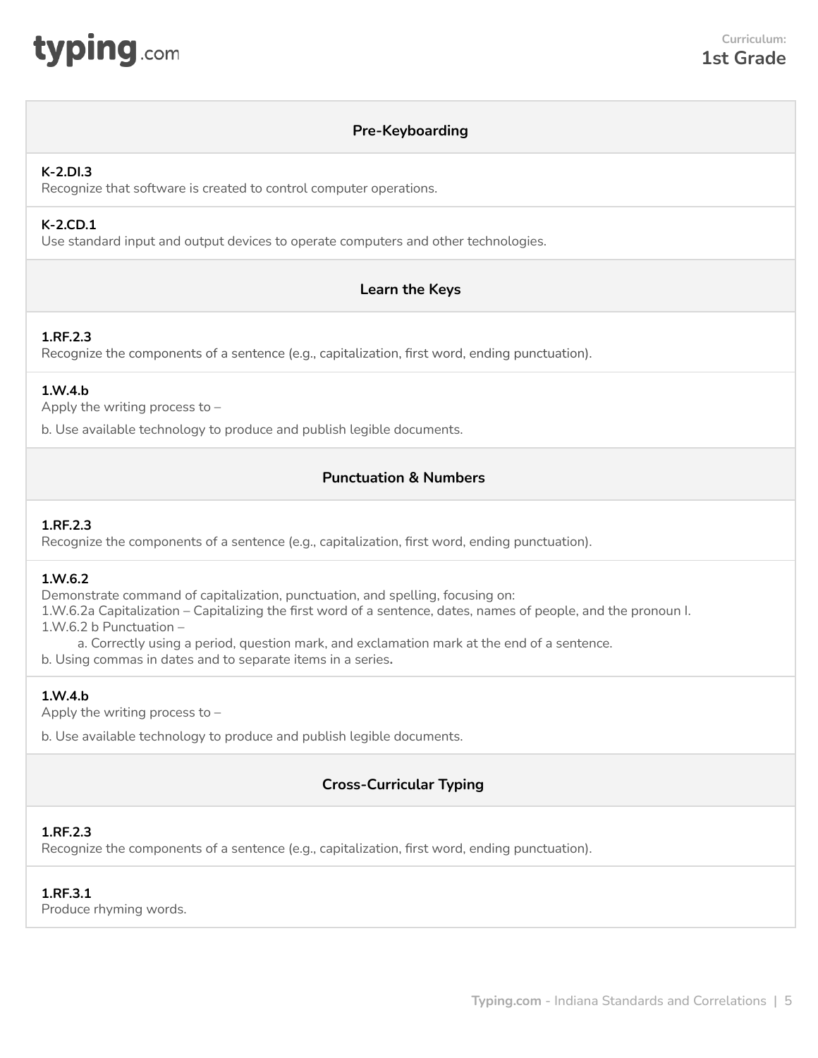**Curriculum:**
**1st Grade**

## Pre-Keyboarding

**K-2.DI.3**
Recognize that software is created to control computer operations.

**K-2.CD.1**
Use standard input and output devices to operate computers and other technologies.

## Learn the Keys

**1.RF.2.3**
Recognize the components of a sentence (e.g., capitalization, first word, ending punctuation).

**1.W.4.b**
Apply the writing process to –

b. Use available technology to produce and publish legible documents.

## Punctuation & Numbers

**1.RF.2.3**
Recognize the components of a sentence (e.g., capitalization, first word, ending punctuation).

**1.W.6.2**
Demonstrate command of capitalization, punctuation, and spelling, focusing on:
1.W.6.2a Capitalization – Capitalizing the first word of a sentence, dates, names of people, and the pronoun I.
1.W.6.2 b Punctuation –
    a. Correctly using a period, question mark, and exclamation mark at the end of a sentence.
b. Using commas in dates and to separate items in a series**.**

**1.W.4.b**
Apply the writing process to –

b. Use available technology to produce and publish legible documents.

## Cross-Curricular Typing

**1.RF.2.3**
Recognize the components of a sentence (e.g., capitalization, first word, ending punctuation).

**1.RF.3.1**
Produce rhyming words.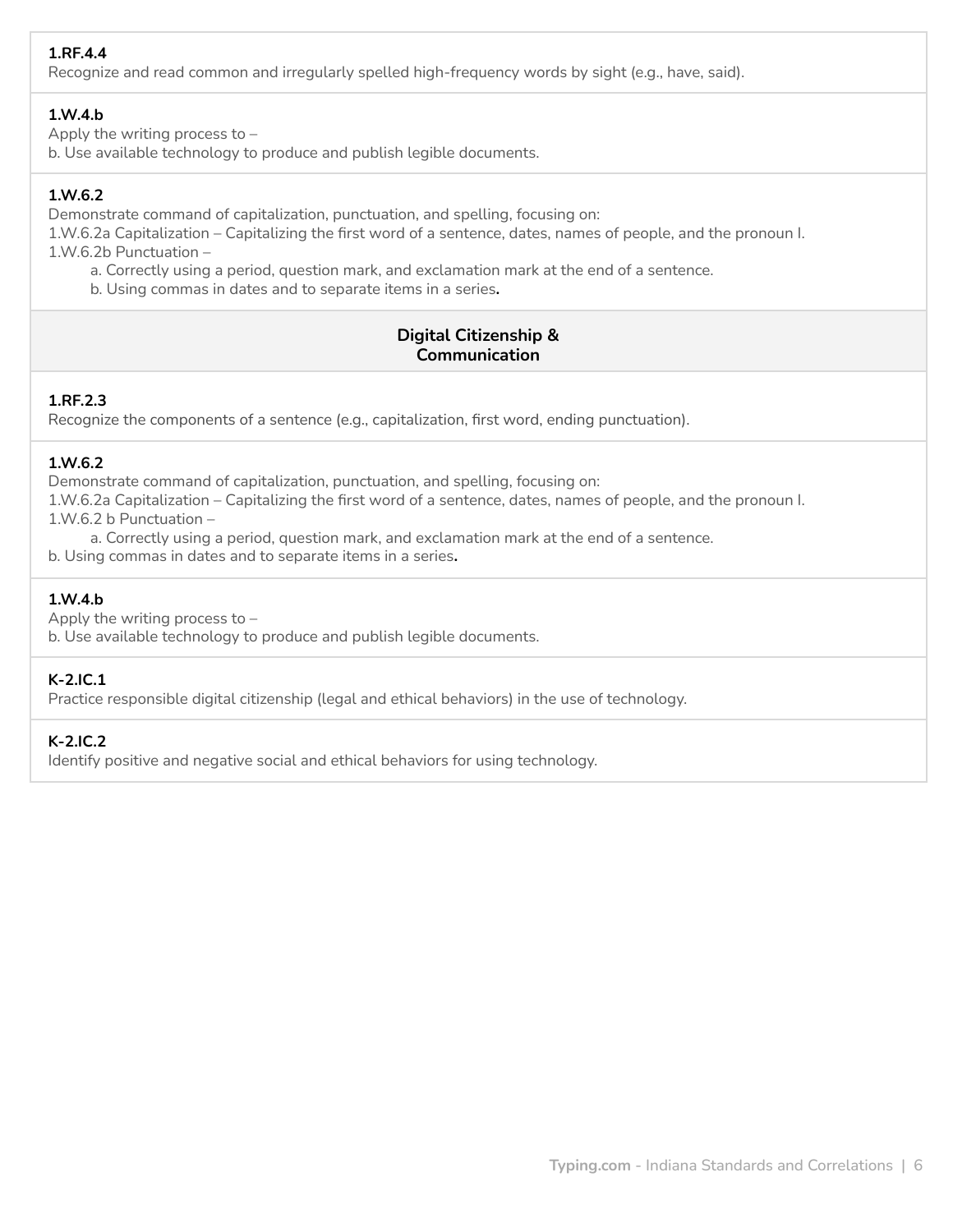**1.RF.4.4**
Recognize and read common and irregularly spelled high-frequency words by sight (e.g., have, said).

**1.W.4.b**
Apply the writing process to –
b. Use available technology to produce and publish legible documents.

**1.W.6.2**
Demonstrate command of capitalization, punctuation, and spelling, focusing on:
1.W.6.2a Capitalization – Capitalizing the first word of a sentence, dates, names of people, and the pronoun I.
1.W.6.2b Punctuation –

- a. Correctly using a period, question mark, and exclamation mark at the end of a sentence.
- b. Using commas in dates and to separate items in a series**.**

## Digital Citizenship & Communication

**1.RF.2.3**
Recognize the components of a sentence (e.g., capitalization, first word, ending punctuation).

**1.W.6.2**
Demonstrate command of capitalization, punctuation, and spelling, focusing on:
1.W.6.2a Capitalization – Capitalizing the first word of a sentence, dates, names of people, and the pronoun I.
1.W.6.2 b Punctuation –

- a. Correctly using a period, question mark, and exclamation mark at the end of a sentence.

b. Using commas in dates and to separate items in a series**.**

**1.W.4.b**
Apply the writing process to –
b. Use available technology to produce and publish legible documents.

**K-2.IC.1**
Practice responsible digital citizenship (legal and ethical behaviors) in the use of technology.

**K-2.IC.2**
Identify positive and negative social and ethical behaviors for using technology.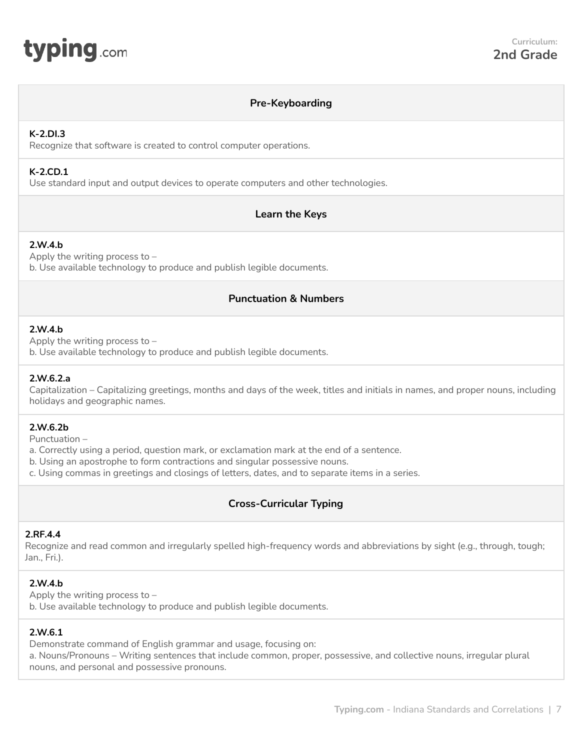**Curriculum: 2nd Grade**

## Pre-Keyboarding

**K-2.DI.3**
Recognize that software is created to control computer operations.

**K-2.CD.1**
Use standard input and output devices to operate computers and other technologies.

## Learn the Keys

**2.W.4.b**
Apply the writing process to –
b. Use available technology to produce and publish legible documents.

## Punctuation & Numbers

**2.W.4.b**
Apply the writing process to –
b. Use available technology to produce and publish legible documents.

**2.W.6.2.a**
Capitalization – Capitalizing greetings, months and days of the week, titles and initials in names, and proper nouns, including holidays and geographic names.

**2.W.6.2b**
Punctuation –
a. Correctly using a period, question mark, or exclamation mark at the end of a sentence.
b. Using an apostrophe to form contractions and singular possessive nouns.
c. Using commas in greetings and closings of letters, dates, and to separate items in a series.

## Cross-Curricular Typing

**2.RF.4.4**
Recognize and read common and irregularly spelled high-frequency words and abbreviations by sight (e.g., through, tough; Jan., Fri.).

**2.W.4.b**
Apply the writing process to –
b. Use available technology to produce and publish legible documents.

**2.W.6.1**
Demonstrate command of English grammar and usage, focusing on:
a. Nouns/Pronouns – Writing sentences that include common, proper, possessive, and collective nouns, irregular plural nouns, and personal and possessive pronouns.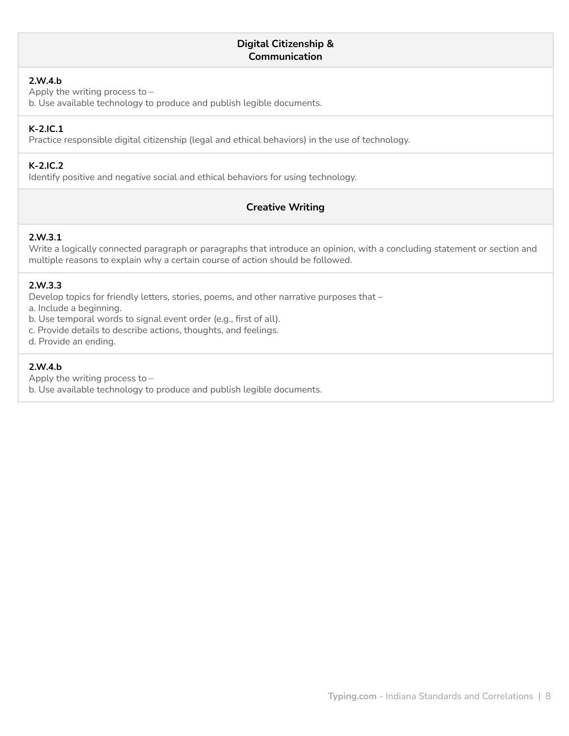## Digital Citizenship & Communication

**2.W.4.b**
Apply the writing process to –
b. Use available technology to produce and publish legible documents.

**K-2.IC.1**
Practice responsible digital citizenship (legal and ethical behaviors) in the use of technology.

**K-2.IC.2**
Identify positive and negative social and ethical behaviors for using technology.

## Creative Writing

**2.W.3.1**
Write a logically connected paragraph or paragraphs that introduce an opinion, with a concluding statement or section and multiple reasons to explain why a certain course of action should be followed.

**2.W.3.3**
Develop topics for friendly letters, stories, poems, and other narrative purposes that –
a. Include a beginning.
b. Use temporal words to signal event order (e.g., first of all).
c. Provide details to describe actions, thoughts, and feelings.
d. Provide an ending.

**2.W.4.b**
Apply the writing process to –
b. Use available technology to produce and publish legible documents.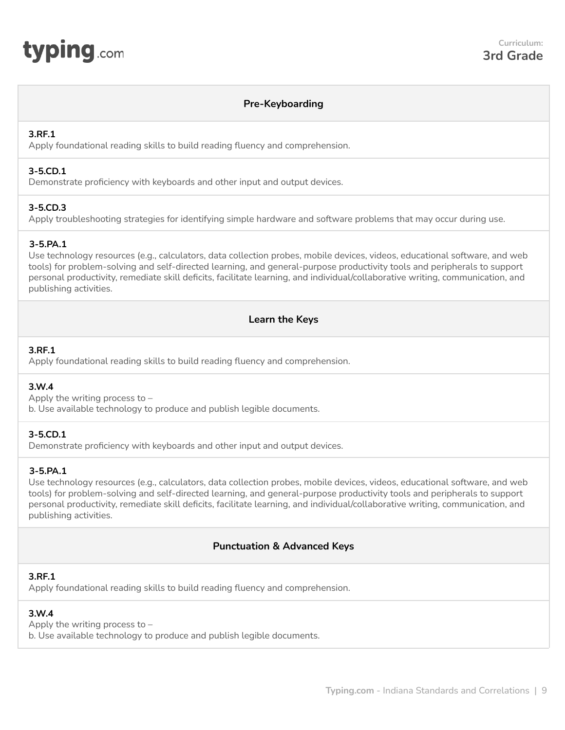**Curriculum:**
**3rd Grade**

## Pre-Keyboarding

**3.RF.1**
Apply foundational reading skills to build reading fluency and comprehension.

**3-5.CD.1**
Demonstrate proficiency with keyboards and other input and output devices.

**3-5.CD.3**
Apply troubleshooting strategies for identifying simple hardware and software problems that may occur during use.

**3-5.PA.1**
Use technology resources (e.g., calculators, data collection probes, mobile devices, videos, educational software, and web tools) for problem-solving and self-directed learning, and general-purpose productivity tools and peripherals to support personal productivity, remediate skill deficits, facilitate learning, and individual/collaborative writing, communication, and publishing activities.

## Learn the Keys

**3.RF.1**
Apply foundational reading skills to build reading fluency and comprehension.

**3.W.4**
Apply the writing process to –
b. Use available technology to produce and publish legible documents.

**3-5.CD.1**
Demonstrate proficiency with keyboards and other input and output devices.

**3-5.PA.1**
Use technology resources (e.g., calculators, data collection probes, mobile devices, videos, educational software, and web tools) for problem-solving and self-directed learning, and general-purpose productivity tools and peripherals to support personal productivity, remediate skill deficits, facilitate learning, and individual/collaborative writing, communication, and publishing activities.

## Punctuation & Advanced Keys

**3.RF.1**
Apply foundational reading skills to build reading fluency and comprehension.

**3.W.4**
Apply the writing process to –
b. Use available technology to produce and publish legible documents.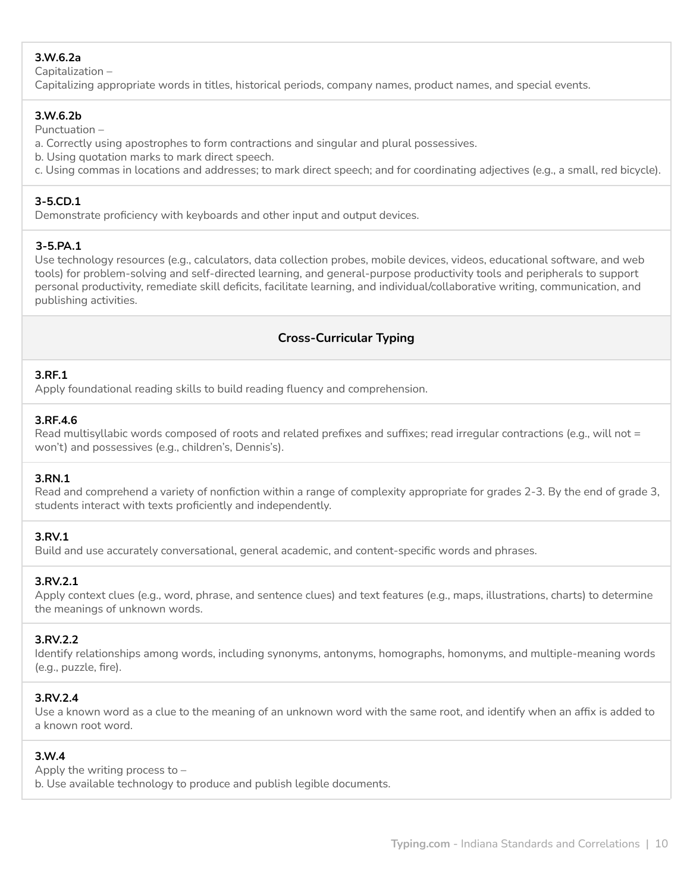**3.W.6.2a**
Capitalization –
Capitalizing appropriate words in titles, historical periods, company names, product names, and special events.

**3.W.6.2b**
Punctuation –
a. Correctly using apostrophes to form contractions and singular and plural possessives.
b. Using quotation marks to mark direct speech.
c. Using commas in locations and addresses; to mark direct speech; and for coordinating adjectives (e.g., a small, red bicycle).

**3-5.CD.1**
Demonstrate proficiency with keyboards and other input and output devices.

**3-5.PA.1**
Use technology resources (e.g., calculators, data collection probes, mobile devices, videos, educational software, and web tools) for problem-solving and self-directed learning, and general-purpose productivity tools and peripherals to support personal productivity, remediate skill deficits, facilitate learning, and individual/collaborative writing, communication, and publishing activities.

## Cross-Curricular Typing

**3.RF.1**
Apply foundational reading skills to build reading fluency and comprehension.

**3.RF.4.6**
Read multisyllabic words composed of roots and related prefixes and suffixes; read irregular contractions (e.g., will not = won't) and possessives (e.g., children's, Dennis's).

**3.RN.1**
Read and comprehend a variety of nonfiction within a range of complexity appropriate for grades 2-3. By the end of grade 3, students interact with texts proficiently and independently.

**3.RV.1**
Build and use accurately conversational, general academic, and content-specific words and phrases.

**3.RV.2.1**
Apply context clues (e.g., word, phrase, and sentence clues) and text features (e.g., maps, illustrations, charts) to determine the meanings of unknown words.

**3.RV.2.2**
Identify relationships among words, including synonyms, antonyms, homographs, homonyms, and multiple-meaning words (e.g., puzzle, fire).

**3.RV.2.4**
Use a known word as a clue to the meaning of an unknown word with the same root, and identify when an affix is added to a known root word.

**3.W.4**
Apply the writing process to –
b. Use available technology to produce and publish legible documents.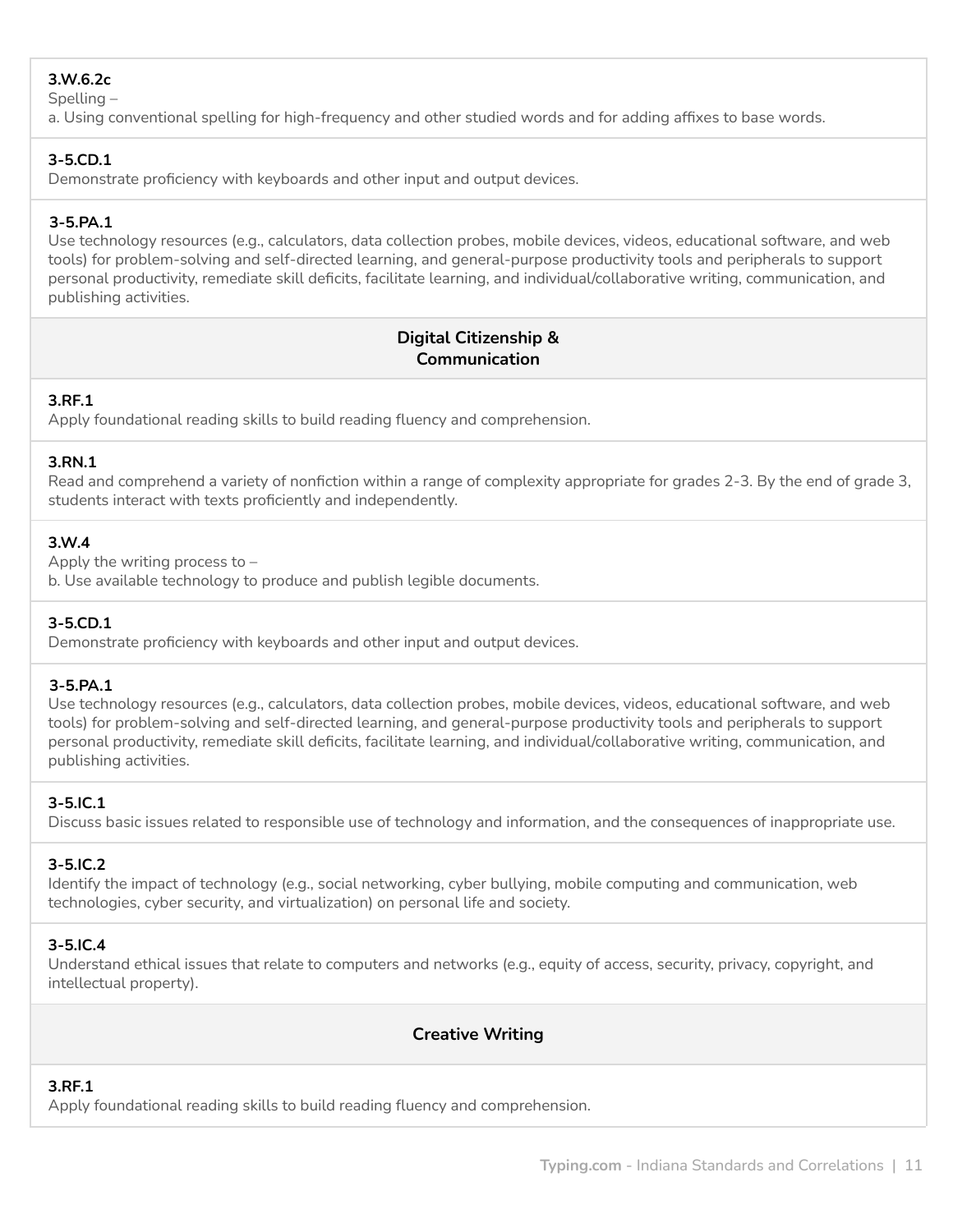**3.W.6.2c**
Spelling –
a. Using conventional spelling for high-frequency and other studied words and for adding affixes to base words.

**3-5.CD.1**
Demonstrate proficiency with keyboards and other input and output devices.

**3-5.PA.1**
Use technology resources (e.g., calculators, data collection probes, mobile devices, videos, educational software, and web tools) for problem-solving and self-directed learning, and general-purpose productivity tools and peripherals to support personal productivity, remediate skill deficits, facilitate learning, and individual/collaborative writing, communication, and publishing activities.

## Digital Citizenship & Communication

**3.RF.1**
Apply foundational reading skills to build reading fluency and comprehension.

**3.RN.1**
Read and comprehend a variety of nonfiction within a range of complexity appropriate for grades 2-3. By the end of grade 3, students interact with texts proficiently and independently.

**3.W.4**
Apply the writing process to –
b. Use available technology to produce and publish legible documents.

**3-5.CD.1**
Demonstrate proficiency with keyboards and other input and output devices.

**3-5.PA.1**
Use technology resources (e.g., calculators, data collection probes, mobile devices, videos, educational software, and web tools) for problem-solving and self-directed learning, and general-purpose productivity tools and peripherals to support personal productivity, remediate skill deficits, facilitate learning, and individual/collaborative writing, communication, and publishing activities.

**3-5.IC.1**
Discuss basic issues related to responsible use of technology and information, and the consequences of inappropriate use.

**3-5.IC.2**
Identify the impact of technology (e.g., social networking, cyber bullying, mobile computing and communication, web technologies, cyber security, and virtualization) on personal life and society.

**3-5.IC.4**
Understand ethical issues that relate to computers and networks (e.g., equity of access, security, privacy, copyright, and intellectual property).

## Creative Writing

**3.RF.1**
Apply foundational reading skills to build reading fluency and comprehension.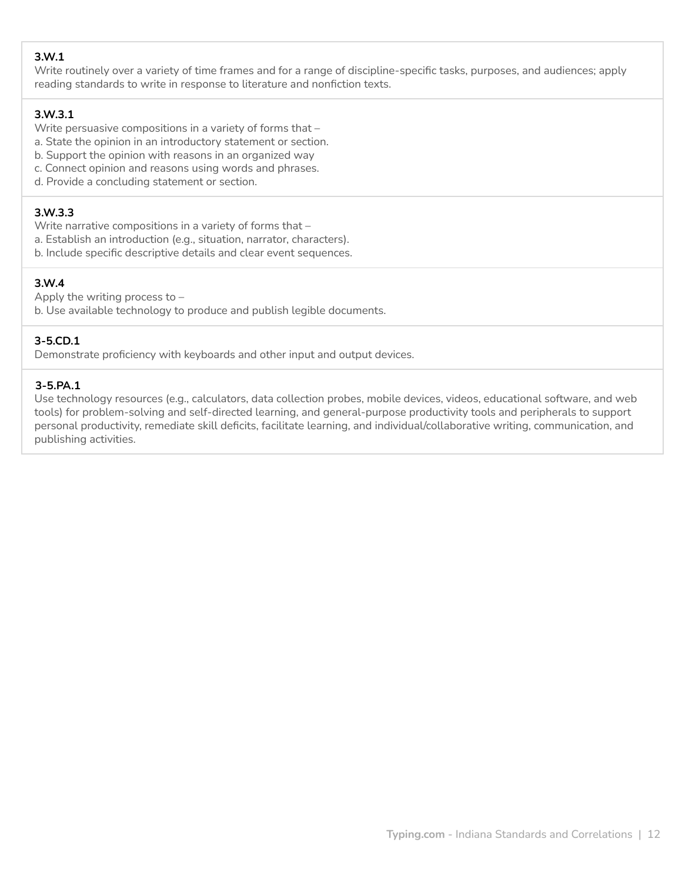**3.W.1**
Write routinely over a variety of time frames and for a range of discipline-specific tasks, purposes, and audiences; apply reading standards to write in response to literature and nonfiction texts.

**3.W.3.1**
Write persuasive compositions in a variety of forms that –
a. State the opinion in an introductory statement or section.
b. Support the opinion with reasons in an organized way
c. Connect opinion and reasons using words and phrases.
d. Provide a concluding statement or section.

**3.W.3.3**
Write narrative compositions in a variety of forms that –
a. Establish an introduction (e.g., situation, narrator, characters).
b. Include specific descriptive details and clear event sequences.

**3.W.4**
Apply the writing process to –
b. Use available technology to produce and publish legible documents.

**3-5.CD.1**
Demonstrate proficiency with keyboards and other input and output devices.

**3-5.PA.1**
Use technology resources (e.g., calculators, data collection probes, mobile devices, videos, educational software, and web tools) for problem-solving and self-directed learning, and general-purpose productivity tools and peripherals to support personal productivity, remediate skill deficits, facilitate learning, and individual/collaborative writing, communication, and publishing activities.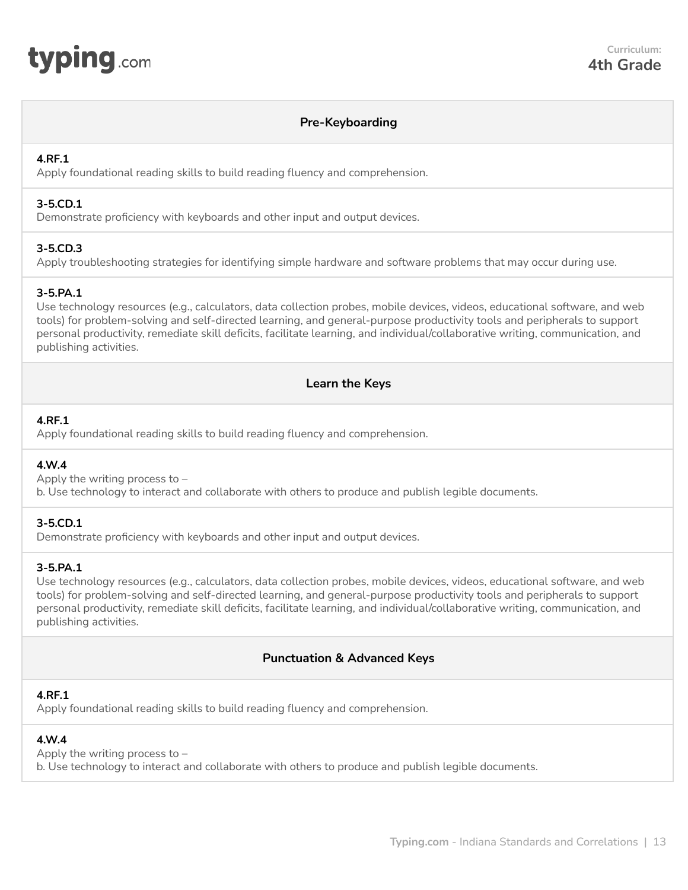Curriculum:
**4th Grade**

## Pre-Keyboarding

**4.RF.1**
Apply foundational reading skills to build reading fluency and comprehension.

**3-5.CD.1**
Demonstrate proficiency with keyboards and other input and output devices.

**3-5.CD.3**
Apply troubleshooting strategies for identifying simple hardware and software problems that may occur during use.

**3-5.PA.1**
Use technology resources (e.g., calculators, data collection probes, mobile devices, videos, educational software, and web tools) for problem-solving and self-directed learning, and general-purpose productivity tools and peripherals to support personal productivity, remediate skill deficits, facilitate learning, and individual/collaborative writing, communication, and publishing activities.

## Learn the Keys

**4.RF.1**
Apply foundational reading skills to build reading fluency and comprehension.

**4.W.4**
Apply the writing process to –
b. Use technology to interact and collaborate with others to produce and publish legible documents.

**3-5.CD.1**
Demonstrate proficiency with keyboards and other input and output devices.

**3-5.PA.1**
Use technology resources (e.g., calculators, data collection probes, mobile devices, videos, educational software, and web tools) for problem-solving and self-directed learning, and general-purpose productivity tools and peripherals to support personal productivity, remediate skill deficits, facilitate learning, and individual/collaborative writing, communication, and publishing activities.

## Punctuation & Advanced Keys

**4.RF.1**
Apply foundational reading skills to build reading fluency and comprehension.

**4.W.4**
Apply the writing process to –
b. Use technology to interact and collaborate with others to produce and publish legible documents.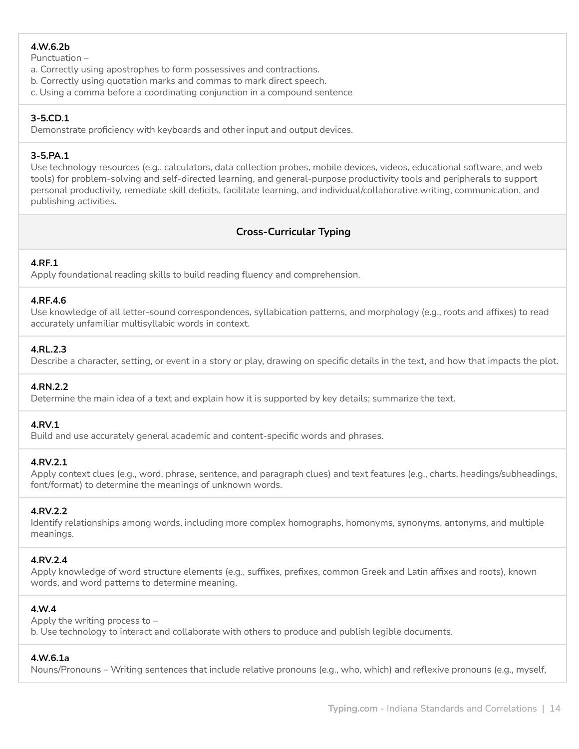**4.W.6.2b**
Punctuation –
a. Correctly using apostrophes to form possessives and contractions.
b. Correctly using quotation marks and commas to mark direct speech.
c. Using a comma before a coordinating conjunction in a compound sentence

**3-5.CD.1**
Demonstrate proficiency with keyboards and other input and output devices.

**3-5.PA.1**
Use technology resources (e.g., calculators, data collection probes, mobile devices, videos, educational software, and web tools) for problem-solving and self-directed learning, and general-purpose productivity tools and peripherals to support personal productivity, remediate skill deficits, facilitate learning, and individual/collaborative writing, communication, and publishing activities.

## Cross-Curricular Typing

**4.RF.1**
Apply foundational reading skills to build reading fluency and comprehension.

**4.RF.4.6**
Use knowledge of all letter-sound correspondences, syllabication patterns, and morphology (e.g., roots and affixes) to read accurately unfamiliar multisyllabic words in context.

**4.RL.2.3**
Describe a character, setting, or event in a story or play, drawing on specific details in the text, and how that impacts the plot.

**4.RN.2.2**
Determine the main idea of a text and explain how it is supported by key details; summarize the text.

**4.RV.1**
Build and use accurately general academic and content-specific words and phrases.

**4.RV.2.1**
Apply context clues (e.g., word, phrase, sentence, and paragraph clues) and text features (e.g., charts, headings/subheadings, font/format) to determine the meanings of unknown words.

**4.RV.2.2**
Identify relationships among words, including more complex homographs, homonyms, synonyms, antonyms, and multiple meanings.

**4.RV.2.4**
Apply knowledge of word structure elements (e.g., suffixes, prefixes, common Greek and Latin affixes and roots), known words, and word patterns to determine meaning.

**4.W.4**
Apply the writing process to –
b. Use technology to interact and collaborate with others to produce and publish legible documents.

**4.W.6.1a**
Nouns/Pronouns – Writing sentences that include relative pronouns (e.g., who, which) and reflexive pronouns (e.g., myself,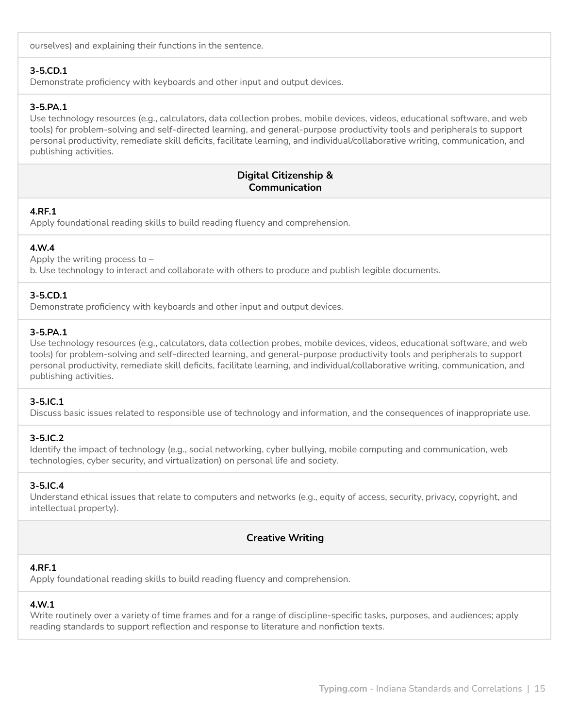ourselves) and explaining their functions in the sentence.

**3-5.CD.1**
Demonstrate proficiency with keyboards and other input and output devices.

**3-5.PA.1**
Use technology resources (e.g., calculators, data collection probes, mobile devices, videos, educational software, and web tools) for problem-solving and self-directed learning, and general-purpose productivity tools and peripherals to support personal productivity, remediate skill deficits, facilitate learning, and individual/collaborative writing, communication, and publishing activities.

## Digital Citizenship & Communication

**4.RF.1**
Apply foundational reading skills to build reading fluency and comprehension.

**4.W.4**
Apply the writing process to –
b. Use technology to interact and collaborate with others to produce and publish legible documents.

**3-5.CD.1**
Demonstrate proficiency with keyboards and other input and output devices.

**3-5.PA.1**
Use technology resources (e.g., calculators, data collection probes, mobile devices, videos, educational software, and web tools) for problem-solving and self-directed learning, and general-purpose productivity tools and peripherals to support personal productivity, remediate skill deficits, facilitate learning, and individual/collaborative writing, communication, and publishing activities.

**3-5.IC.1**
Discuss basic issues related to responsible use of technology and information, and the consequences of inappropriate use.

**3-5.IC.2**
Identify the impact of technology (e.g., social networking, cyber bullying, mobile computing and communication, web technologies, cyber security, and virtualization) on personal life and society.

**3-5.IC.4**
Understand ethical issues that relate to computers and networks (e.g., equity of access, security, privacy, copyright, and intellectual property).

## Creative Writing

**4.RF.1**
Apply foundational reading skills to build reading fluency and comprehension.

**4.W.1**
Write routinely over a variety of time frames and for a range of discipline-specific tasks, purposes, and audiences; apply reading standards to support reflection and response to literature and nonfiction texts.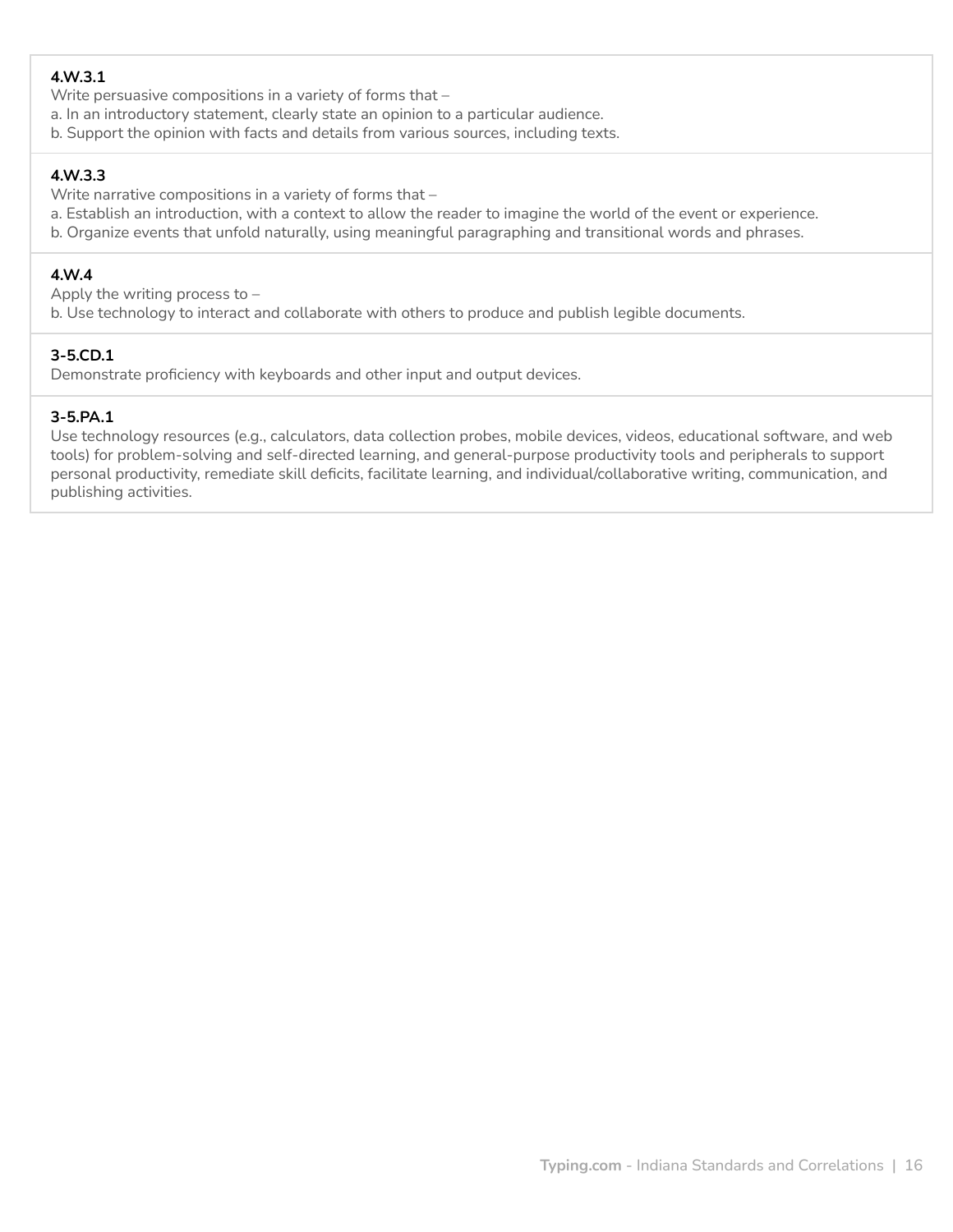**4.W.3.1**
Write persuasive compositions in a variety of forms that –
a. In an introductory statement, clearly state an opinion to a particular audience.
b. Support the opinion with facts and details from various sources, including texts.

**4.W.3.3**
Write narrative compositions in a variety of forms that –
a. Establish an introduction, with a context to allow the reader to imagine the world of the event or experience.
b. Organize events that unfold naturally, using meaningful paragraphing and transitional words and phrases.

**4.W.4**
Apply the writing process to –
b. Use technology to interact and collaborate with others to produce and publish legible documents.

**3-5.CD.1**
Demonstrate proficiency with keyboards and other input and output devices.

**3-5.PA.1**
Use technology resources (e.g., calculators, data collection probes, mobile devices, videos, educational software, and web tools) for problem-solving and self-directed learning, and general-purpose productivity tools and peripherals to support personal productivity, remediate skill deficits, facilitate learning, and individual/collaborative writing, communication, and publishing activities.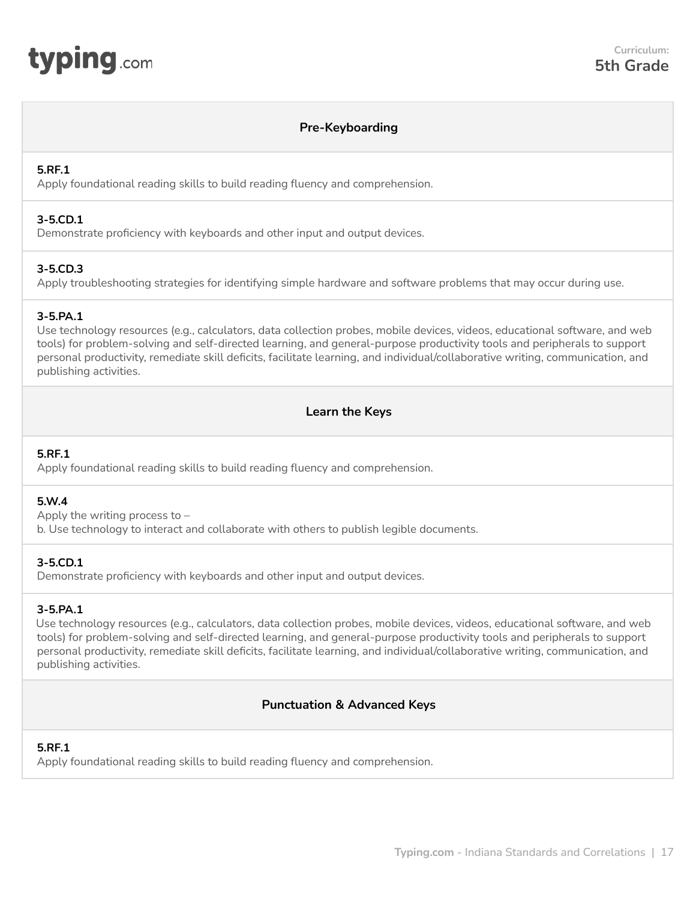Curriculum:
**5th Grade**

## Pre-Keyboarding

**5.RF.1**
Apply foundational reading skills to build reading fluency and comprehension.

**3-5.CD.1**
Demonstrate proficiency with keyboards and other input and output devices.

**3-5.CD.3**
Apply troubleshooting strategies for identifying simple hardware and software problems that may occur during use.

**3-5.PA.1**
Use technology resources (e.g., calculators, data collection probes, mobile devices, videos, educational software, and web tools) for problem-solving and self-directed learning, and general-purpose productivity tools and peripherals to support personal productivity, remediate skill deficits, facilitate learning, and individual/collaborative writing, communication, and publishing activities.

## Learn the Keys

**5.RF.1**
Apply foundational reading skills to build reading fluency and comprehension.

**5.W.4**
Apply the writing process to –
b. Use technology to interact and collaborate with others to publish legible documents.

**3-5.CD.1**
Demonstrate proficiency with keyboards and other input and output devices.

**3-5.PA.1**
Use technology resources (e.g., calculators, data collection probes, mobile devices, videos, educational software, and web tools) for problem-solving and self-directed learning, and general-purpose productivity tools and peripherals to support personal productivity, remediate skill deficits, facilitate learning, and individual/collaborative writing, communication, and publishing activities.

## Punctuation & Advanced Keys

**5.RF.1**
Apply foundational reading skills to build reading fluency and comprehension.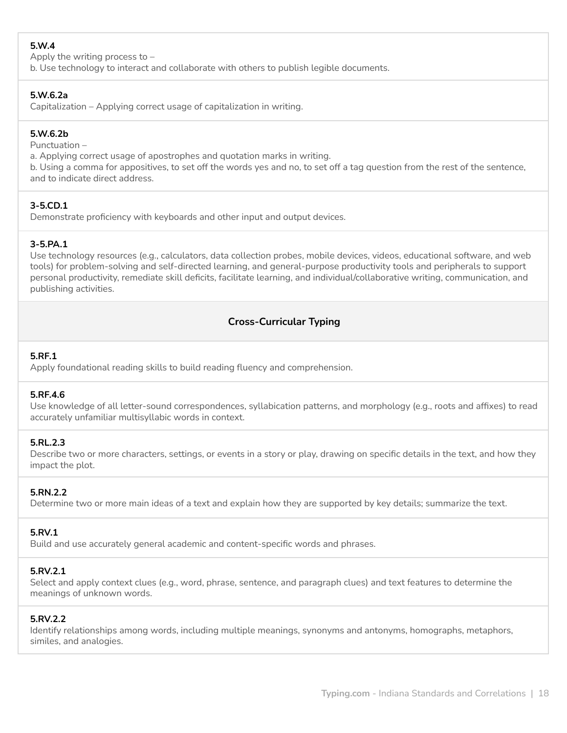**5.W.4**
Apply the writing process to –
b. Use technology to interact and collaborate with others to publish legible documents.

**5.W.6.2a**
Capitalization – Applying correct usage of capitalization in writing.

**5.W.6.2b**
Punctuation –
a. Applying correct usage of apostrophes and quotation marks in writing.
b. Using a comma for appositives, to set off the words yes and no, to set off a tag question from the rest of the sentence, and to indicate direct address.

**3-5.CD.1**
Demonstrate proficiency with keyboards and other input and output devices.

**3-5.PA.1**
Use technology resources (e.g., calculators, data collection probes, mobile devices, videos, educational software, and web tools) for problem-solving and self-directed learning, and general-purpose productivity tools and peripherals to support personal productivity, remediate skill deficits, facilitate learning, and individual/collaborative writing, communication, and publishing activities.

### Cross-Curricular Typing

**5.RF.1**
Apply foundational reading skills to build reading fluency and comprehension.

**5.RF.4.6**
Use knowledge of all letter-sound correspondences, syllabication patterns, and morphology (e.g., roots and affixes) to read accurately unfamiliar multisyllabic words in context.

**5.RL.2.3**
Describe two or more characters, settings, or events in a story or play, drawing on specific details in the text, and how they impact the plot.

**5.RN.2.2**
Determine two or more main ideas of a text and explain how they are supported by key details; summarize the text.

**5.RV.1**
Build and use accurately general academic and content-specific words and phrases.

**5.RV.2.1**
Select and apply context clues (e.g., word, phrase, sentence, and paragraph clues) and text features to determine the meanings of unknown words.

**5.RV.2.2**
Identify relationships among words, including multiple meanings, synonyms and antonyms, homographs, metaphors, similes, and analogies.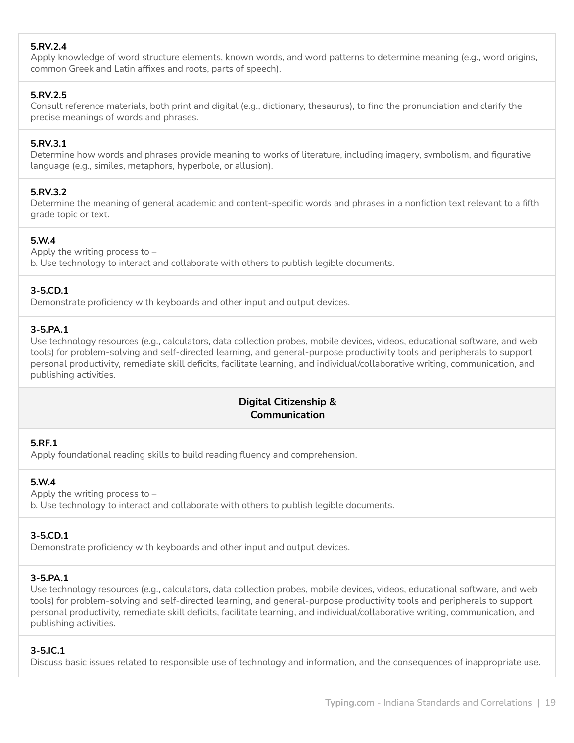**5.RV.2.4**
Apply knowledge of word structure elements, known words, and word patterns to determine meaning (e.g., word origins, common Greek and Latin affixes and roots, parts of speech).

**5.RV.2.5**
Consult reference materials, both print and digital (e.g., dictionary, thesaurus), to find the pronunciation and clarify the precise meanings of words and phrases.

**5.RV.3.1**
Determine how words and phrases provide meaning to works of literature, including imagery, symbolism, and figurative language (e.g., similes, metaphors, hyperbole, or allusion).

**5.RV.3.2**
Determine the meaning of general academic and content-specific words and phrases in a nonfiction text relevant to a fifth grade topic or text.

**5.W.4**
Apply the writing process to –
b. Use technology to interact and collaborate with others to publish legible documents.

**3-5.CD.1**
Demonstrate proficiency with keyboards and other input and output devices.

**3-5.PA.1**
Use technology resources (e.g., calculators, data collection probes, mobile devices, videos, educational software, and web tools) for problem-solving and self-directed learning, and general-purpose productivity tools and peripherals to support personal productivity, remediate skill deficits, facilitate learning, and individual/collaborative writing, communication, and publishing activities.

## Digital Citizenship & Communication

**5.RF.1**
Apply foundational reading skills to build reading fluency and comprehension.

**5.W.4**
Apply the writing process to –
b. Use technology to interact and collaborate with others to publish legible documents.

**3-5.CD.1**
Demonstrate proficiency with keyboards and other input and output devices.

**3-5.PA.1**
Use technology resources (e.g., calculators, data collection probes, mobile devices, videos, educational software, and web tools) for problem-solving and self-directed learning, and general-purpose productivity tools and peripherals to support personal productivity, remediate skill deficits, facilitate learning, and individual/collaborative writing, communication, and publishing activities.

**3-5.IC.1**
Discuss basic issues related to responsible use of technology and information, and the consequences of inappropriate use.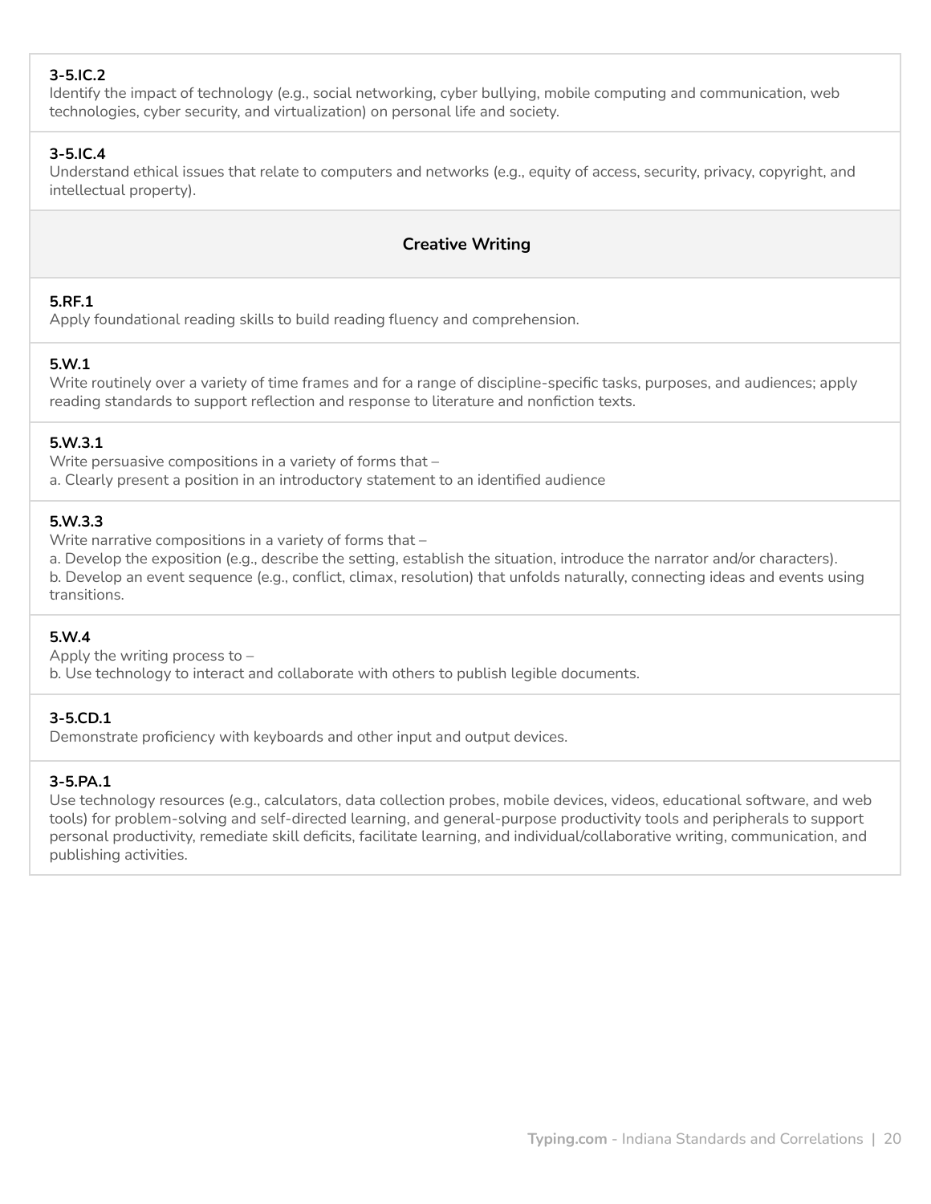**3-5.IC.2**
Identify the impact of technology (e.g., social networking, cyber bullying, mobile computing and communication, web technologies, cyber security, and virtualization) on personal life and society.

**3-5.IC.4**
Understand ethical issues that relate to computers and networks (e.g., equity of access, security, privacy, copyright, and intellectual property).

## Creative Writing

**5.RF.1**
Apply foundational reading skills to build reading fluency and comprehension.

**5.W.1**
Write routinely over a variety of time frames and for a range of discipline-specific tasks, purposes, and audiences; apply reading standards to support reflection and response to literature and nonfiction texts.

**5.W.3.1**
Write persuasive compositions in a variety of forms that –
a. Clearly present a position in an introductory statement to an identified audience

**5.W.3.3**
Write narrative compositions in a variety of forms that –
a. Develop the exposition (e.g., describe the setting, establish the situation, introduce the narrator and/or characters).
b. Develop an event sequence (e.g., conflict, climax, resolution) that unfolds naturally, connecting ideas and events using transitions.

**5.W.4**
Apply the writing process to –
b. Use technology to interact and collaborate with others to publish legible documents.

**3-5.CD.1**
Demonstrate proficiency with keyboards and other input and output devices.

**3-5.PA.1**
Use technology resources (e.g., calculators, data collection probes, mobile devices, videos, educational software, and web tools) for problem-solving and self-directed learning, and general-purpose productivity tools and peripherals to support personal productivity, remediate skill deficits, facilitate learning, and individual/collaborative writing, communication, and publishing activities.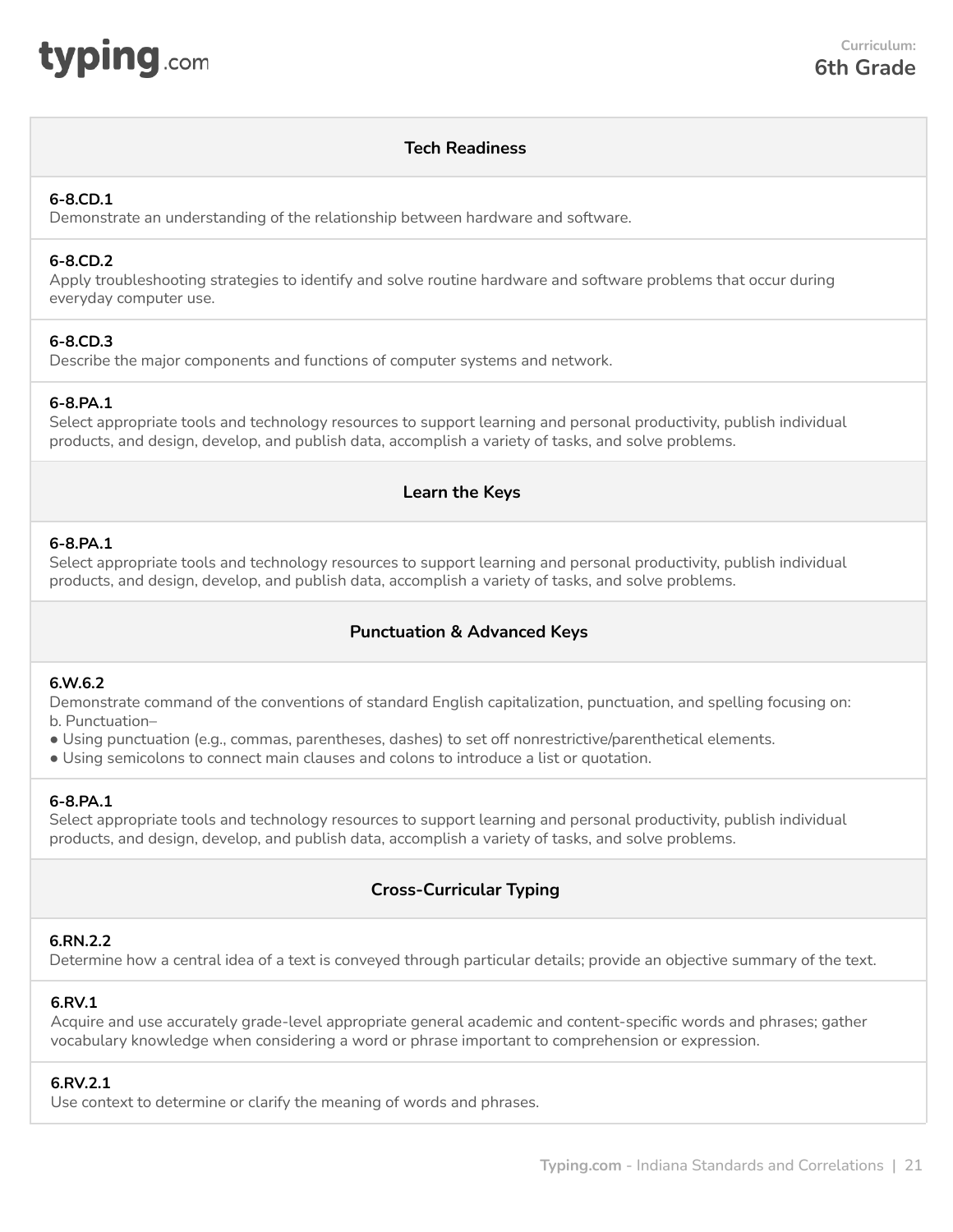Curriculum:
**6th Grade**

## Tech Readiness

**6-8.CD.1**
Demonstrate an understanding of the relationship between hardware and software.

**6-8.CD.2**
Apply troubleshooting strategies to identify and solve routine hardware and software problems that occur during everyday computer use.

**6-8.CD.3**
Describe the major components and functions of computer systems and network.

**6-8.PA.1**
Select appropriate tools and technology resources to support learning and personal productivity, publish individual products, and design, develop, and publish data, accomplish a variety of tasks, and solve problems.

## Learn the Keys

**6-8.PA.1**
Select appropriate tools and technology resources to support learning and personal productivity, publish individual products, and design, develop, and publish data, accomplish a variety of tasks, and solve problems.

## Punctuation & Advanced Keys

**6.W.6.2**
Demonstrate command of the conventions of standard English capitalization, punctuation, and spelling focusing on:
b. Punctuation–

- Using punctuation (e.g., commas, parentheses, dashes) to set off nonrestrictive/parenthetical elements.
- Using semicolons to connect main clauses and colons to introduce a list or quotation.

**6-8.PA.1**
Select appropriate tools and technology resources to support learning and personal productivity, publish individual products, and design, develop, and publish data, accomplish a variety of tasks, and solve problems.

## Cross-Curricular Typing

**6.RN.2.2**
Determine how a central idea of a text is conveyed through particular details; provide an objective summary of the text.

**6.RV.1**
Acquire and use accurately grade-level appropriate general academic and content-specific words and phrases; gather vocabulary knowledge when considering a word or phrase important to comprehension or expression.

**6.RV.2.1**
Use context to determine or clarify the meaning of words and phrases.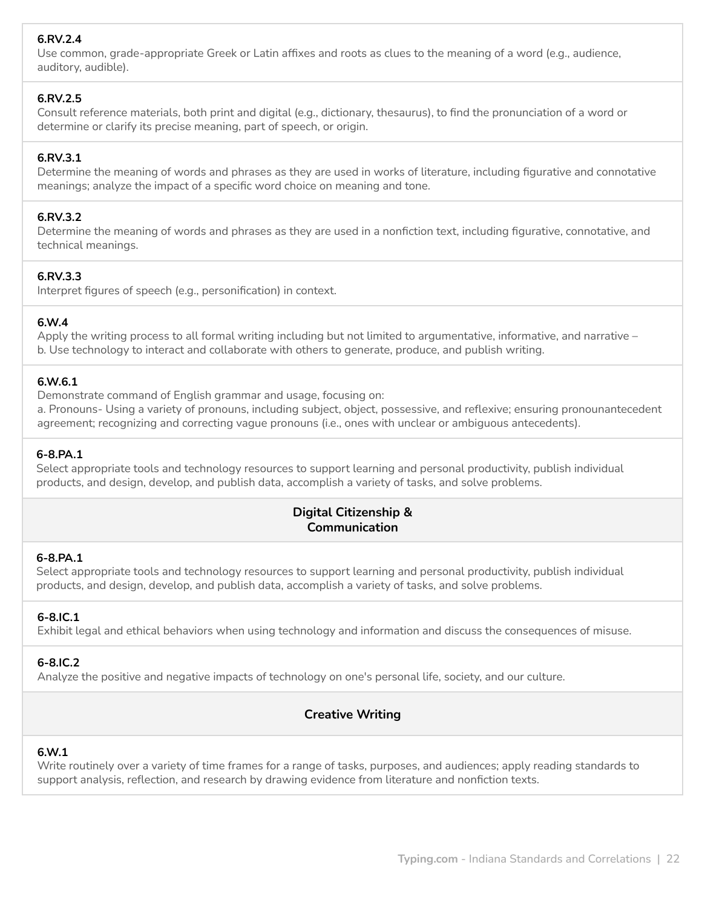**6.RV.2.4**
Use common, grade-appropriate Greek or Latin affixes and roots as clues to the meaning of a word (e.g., audience, auditory, audible).

**6.RV.2.5**
Consult reference materials, both print and digital (e.g., dictionary, thesaurus), to find the pronunciation of a word or determine or clarify its precise meaning, part of speech, or origin.

**6.RV.3.1**
Determine the meaning of words and phrases as they are used in works of literature, including figurative and connotative meanings; analyze the impact of a specific word choice on meaning and tone.

**6.RV.3.2**
Determine the meaning of words and phrases as they are used in a nonfiction text, including figurative, connotative, and technical meanings.

**6.RV.3.3**
Interpret figures of speech (e.g., personification) in context.

**6.W.4**
Apply the writing process to all formal writing including but not limited to argumentative, informative, and narrative –
b. Use technology to interact and collaborate with others to generate, produce, and publish writing.

**6.W.6.1**
Demonstrate command of English grammar and usage, focusing on:
a. Pronouns- Using a variety of pronouns, including subject, object, possessive, and reflexive; ensuring pronounantecedent agreement; recognizing and correcting vague pronouns (i.e., ones with unclear or ambiguous antecedents).

**6-8.PA.1**
Select appropriate tools and technology resources to support learning and personal productivity, publish individual products, and design, develop, and publish data, accomplish a variety of tasks, and solve problems.

## Digital Citizenship & Communication

**6-8.PA.1**
Select appropriate tools and technology resources to support learning and personal productivity, publish individual products, and design, develop, and publish data, accomplish a variety of tasks, and solve problems.

**6-8.IC.1**
Exhibit legal and ethical behaviors when using technology and information and discuss the consequences of misuse.

**6-8.IC.2**
Analyze the positive and negative impacts of technology on one's personal life, society, and our culture.

## Creative Writing

**6.W.1**
Write routinely over a variety of time frames for a range of tasks, purposes, and audiences; apply reading standards to support analysis, reflection, and research by drawing evidence from literature and nonfiction texts.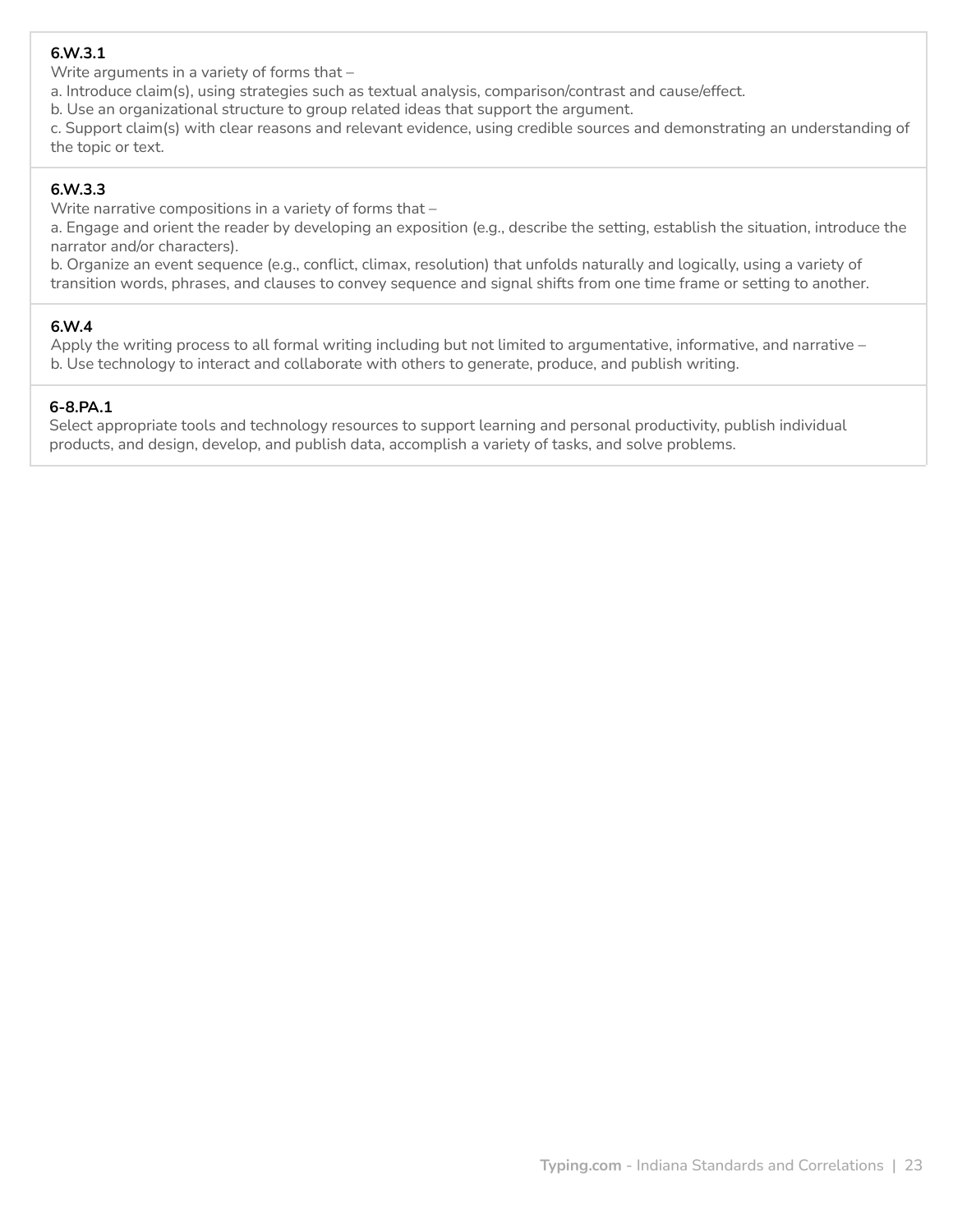**6.W.3.1**
Write arguments in a variety of forms that –
a. Introduce claim(s), using strategies such as textual analysis, comparison/contrast and cause/effect.
b. Use an organizational structure to group related ideas that support the argument.
c. Support claim(s) with clear reasons and relevant evidence, using credible sources and demonstrating an understanding of the topic or text.

**6.W.3.3**
Write narrative compositions in a variety of forms that –
a. Engage and orient the reader by developing an exposition (e.g., describe the setting, establish the situation, introduce the narrator and/or characters).
b. Organize an event sequence (e.g., conflict, climax, resolution) that unfolds naturally and logically, using a variety of transition words, phrases, and clauses to convey sequence and signal shifts from one time frame or setting to another.

**6.W.4**
Apply the writing process to all formal writing including but not limited to argumentative, informative, and narrative –
b. Use technology to interact and collaborate with others to generate, produce, and publish writing.

**6-8.PA.1**
Select appropriate tools and technology resources to support learning and personal productivity, publish individual products, and design, develop, and publish data, accomplish a variety of tasks, and solve problems.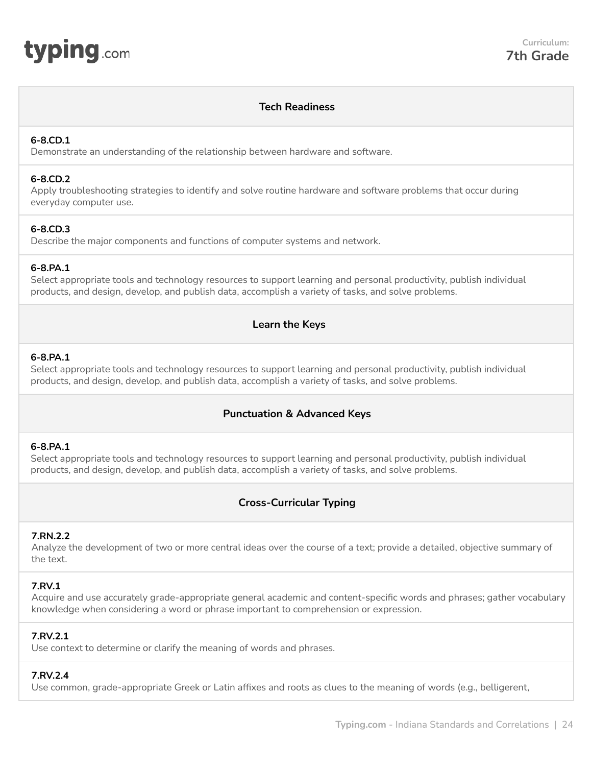**typing**.com

Curriculum:
**7th Grade**

### Tech Readiness

**6-8.CD.1**
Demonstrate an understanding of the relationship between hardware and software.

**6-8.CD.2**
Apply troubleshooting strategies to identify and solve routine hardware and software problems that occur during everyday computer use.

**6-8.CD.3**
Describe the major components and functions of computer systems and network.

**6-8.PA.1**
Select appropriate tools and technology resources to support learning and personal productivity, publish individual products, and design, develop, and publish data, accomplish a variety of tasks, and solve problems.

### Learn the Keys

**6-8.PA.1**
Select appropriate tools and technology resources to support learning and personal productivity, publish individual products, and design, develop, and publish data, accomplish a variety of tasks, and solve problems.

### Punctuation & Advanced Keys

**6-8.PA.1**
Select appropriate tools and technology resources to support learning and personal productivity, publish individual products, and design, develop, and publish data, accomplish a variety of tasks, and solve problems.

### Cross-Curricular Typing

**7.RN.2.2**
Analyze the development of two or more central ideas over the course of a text; provide a detailed, objective summary of the text.

**7.RV.1**
Acquire and use accurately grade-appropriate general academic and content-specific words and phrases; gather vocabulary knowledge when considering a word or phrase important to comprehension or expression.

**7.RV.2.1**
Use context to determine or clarify the meaning of words and phrases.

**7.RV.2.4**
Use common, grade-appropriate Greek or Latin affixes and roots as clues to the meaning of words (e.g., belligerent,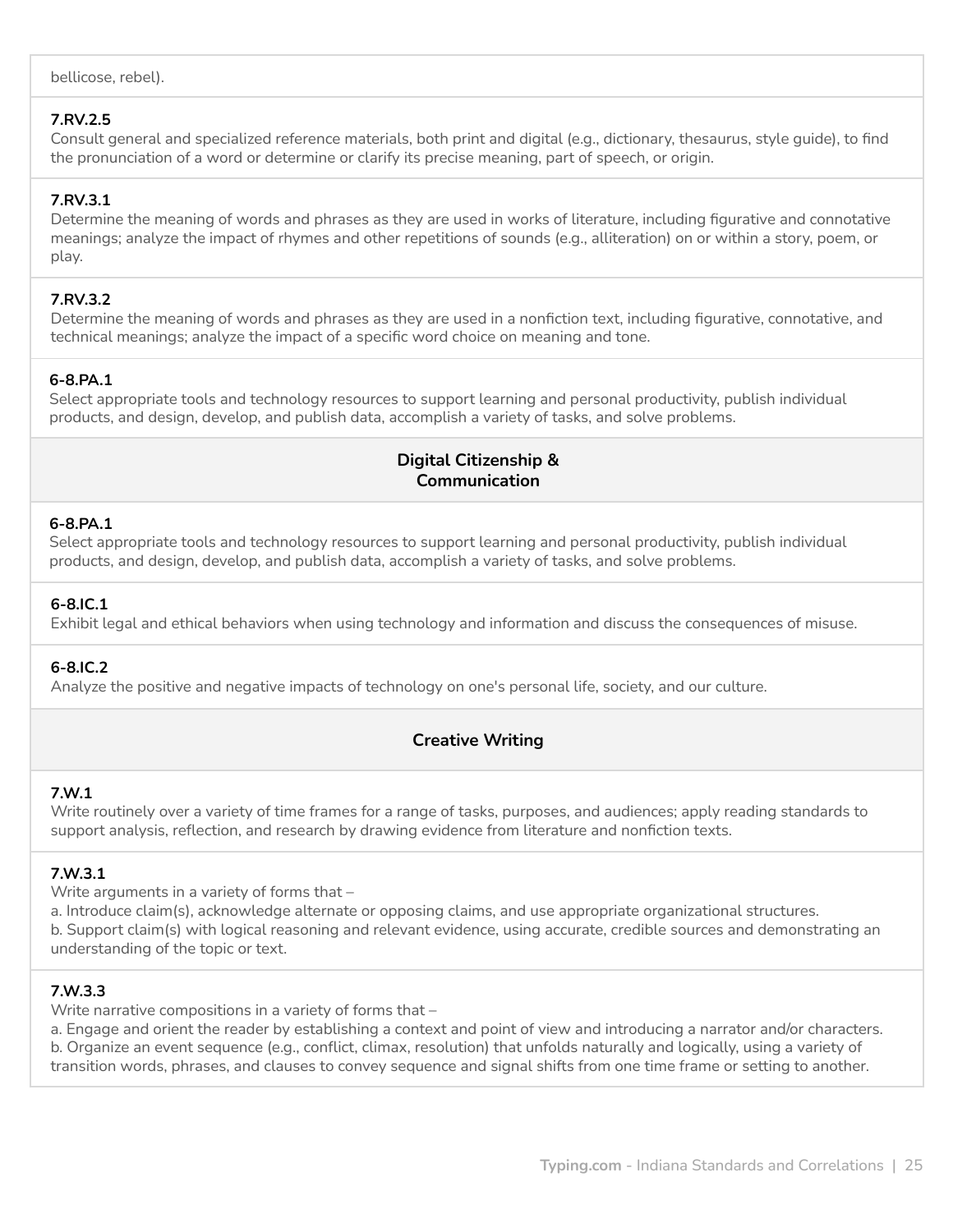bellicose, rebel).

**7.RV.2.5**
Consult general and specialized reference materials, both print and digital (e.g., dictionary, thesaurus, style guide), to find the pronunciation of a word or determine or clarify its precise meaning, part of speech, or origin.

**7.RV.3.1**
Determine the meaning of words and phrases as they are used in works of literature, including figurative and connotative meanings; analyze the impact of rhymes and other repetitions of sounds (e.g., alliteration) on or within a story, poem, or play.

**7.RV.3.2**
Determine the meaning of words and phrases as they are used in a nonfiction text, including figurative, connotative, and technical meanings; analyze the impact of a specific word choice on meaning and tone.

**6-8.PA.1**
Select appropriate tools and technology resources to support learning and personal productivity, publish individual products, and design, develop, and publish data, accomplish a variety of tasks, and solve problems.

## Digital Citizenship & Communication

**6-8.PA.1**
Select appropriate tools and technology resources to support learning and personal productivity, publish individual products, and design, develop, and publish data, accomplish a variety of tasks, and solve problems.

**6-8.IC.1**
Exhibit legal and ethical behaviors when using technology and information and discuss the consequences of misuse.

**6-8.IC.2**
Analyze the positive and negative impacts of technology on one's personal life, society, and our culture.

## Creative Writing

**7.W.1**
Write routinely over a variety of time frames for a range of tasks, purposes, and audiences; apply reading standards to support analysis, reflection, and research by drawing evidence from literature and nonfiction texts.

**7.W.3.1**
Write arguments in a variety of forms that –
a. Introduce claim(s), acknowledge alternate or opposing claims, and use appropriate organizational structures.
b. Support claim(s) with logical reasoning and relevant evidence, using accurate, credible sources and demonstrating an understanding of the topic or text.

**7.W.3.3**
Write narrative compositions in a variety of forms that –
a. Engage and orient the reader by establishing a context and point of view and introducing a narrator and/or characters.
b. Organize an event sequence (e.g., conflict, climax, resolution) that unfolds naturally and logically, using a variety of transition words, phrases, and clauses to convey sequence and signal shifts from one time frame or setting to another.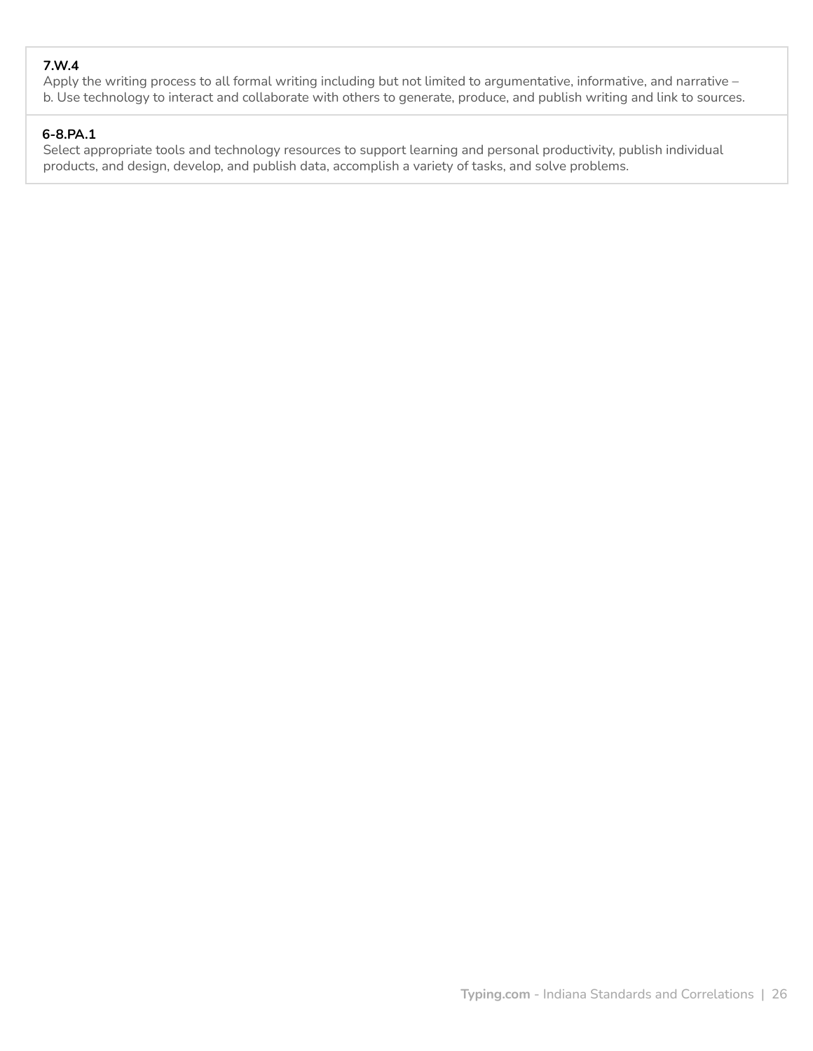**7.W.4**
Apply the writing process to all formal writing including but not limited to argumentative, informative, and narrative – b. Use technology to interact and collaborate with others to generate, produce, and publish writing and link to sources.

**6-8.PA.1**
Select appropriate tools and technology resources to support learning and personal productivity, publish individual products, and design, develop, and publish data, accomplish a variety of tasks, and solve problems.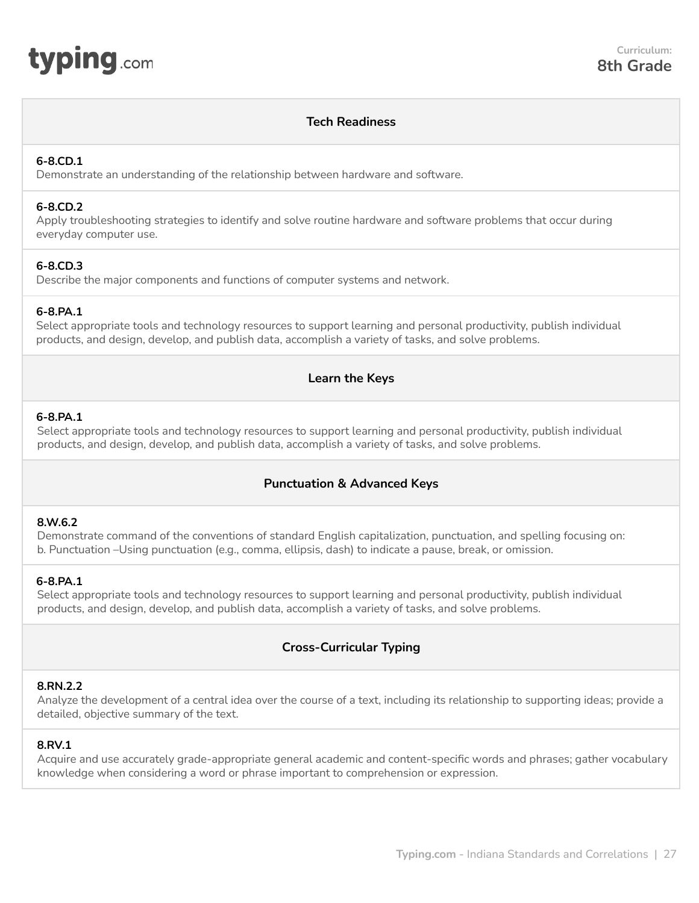Curriculum:
**8th Grade**

## Tech Readiness

**6-8.CD.1**
Demonstrate an understanding of the relationship between hardware and software.

**6-8.CD.2**
Apply troubleshooting strategies to identify and solve routine hardware and software problems that occur during everyday computer use.

**6-8.CD.3**
Describe the major components and functions of computer systems and network.

**6-8.PA.1**
Select appropriate tools and technology resources to support learning and personal productivity, publish individual products, and design, develop, and publish data, accomplish a variety of tasks, and solve problems.

## Learn the Keys

**6-8.PA.1**
Select appropriate tools and technology resources to support learning and personal productivity, publish individual products, and design, develop, and publish data, accomplish a variety of tasks, and solve problems.

## Punctuation & Advanced Keys

**8.W.6.2**
Demonstrate command of the conventions of standard English capitalization, punctuation, and spelling focusing on:
b. Punctuation –Using punctuation (e.g., comma, ellipsis, dash) to indicate a pause, break, or omission.

**6-8.PA.1**
Select appropriate tools and technology resources to support learning and personal productivity, publish individual products, and design, develop, and publish data, accomplish a variety of tasks, and solve problems.

## Cross-Curricular Typing

**8.RN.2.2**
Analyze the development of a central idea over the course of a text, including its relationship to supporting ideas; provide a detailed, objective summary of the text.

**8.RV.1**
Acquire and use accurately grade-appropriate general academic and content-specific words and phrases; gather vocabulary knowledge when considering a word or phrase important to comprehension or expression.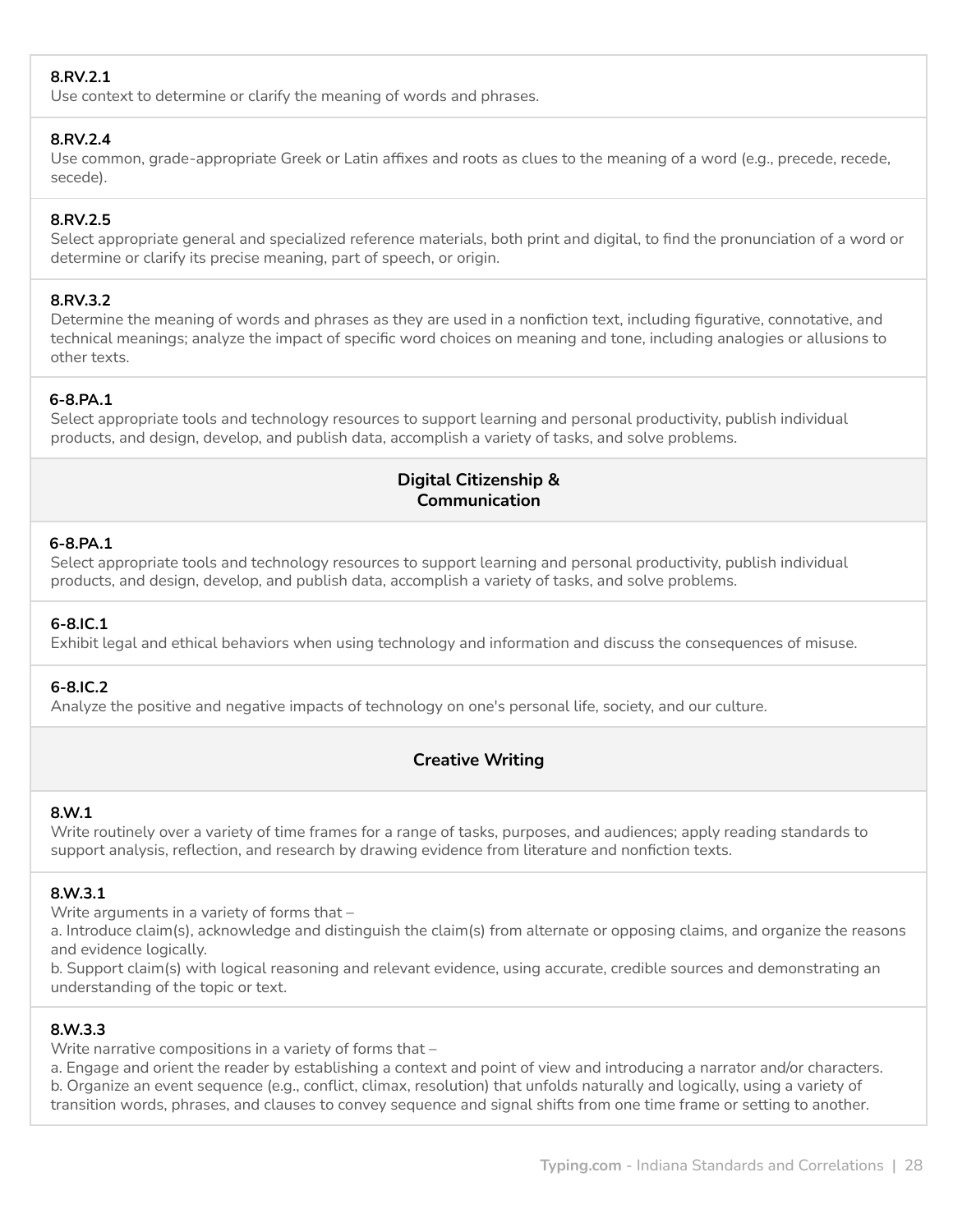**8.RV.2.1**
Use context to determine or clarify the meaning of words and phrases.

**8.RV.2.4**
Use common, grade-appropriate Greek or Latin affixes and roots as clues to the meaning of a word (e.g., precede, recede, secede).

**8.RV.2.5**
Select appropriate general and specialized reference materials, both print and digital, to find the pronunciation of a word or determine or clarify its precise meaning, part of speech, or origin.

**8.RV.3.2**
Determine the meaning of words and phrases as they are used in a nonfiction text, including figurative, connotative, and technical meanings; analyze the impact of specific word choices on meaning and tone, including analogies or allusions to other texts.

**6-8.PA.1**
Select appropriate tools and technology resources to support learning and personal productivity, publish individual products, and design, develop, and publish data, accomplish a variety of tasks, and solve problems.

## Digital Citizenship & Communication

**6-8.PA.1**
Select appropriate tools and technology resources to support learning and personal productivity, publish individual products, and design, develop, and publish data, accomplish a variety of tasks, and solve problems.

**6-8.IC.1**
Exhibit legal and ethical behaviors when using technology and information and discuss the consequences of misuse.

**6-8.IC.2**
Analyze the positive and negative impacts of technology on one's personal life, society, and our culture.

## Creative Writing

**8.W.1**
Write routinely over a variety of time frames for a range of tasks, purposes, and audiences; apply reading standards to support analysis, reflection, and research by drawing evidence from literature and nonfiction texts.

**8.W.3.1**
Write arguments in a variety of forms that –
a. Introduce claim(s), acknowledge and distinguish the claim(s) from alternate or opposing claims, and organize the reasons and evidence logically.
b. Support claim(s) with logical reasoning and relevant evidence, using accurate, credible sources and demonstrating an understanding of the topic or text.

**8.W.3.3**
Write narrative compositions in a variety of forms that –
a. Engage and orient the reader by establishing a context and point of view and introducing a narrator and/or characters.
b. Organize an event sequence (e.g., conflict, climax, resolution) that unfolds naturally and logically, using a variety of transition words, phrases, and clauses to convey sequence and signal shifts from one time frame or setting to another.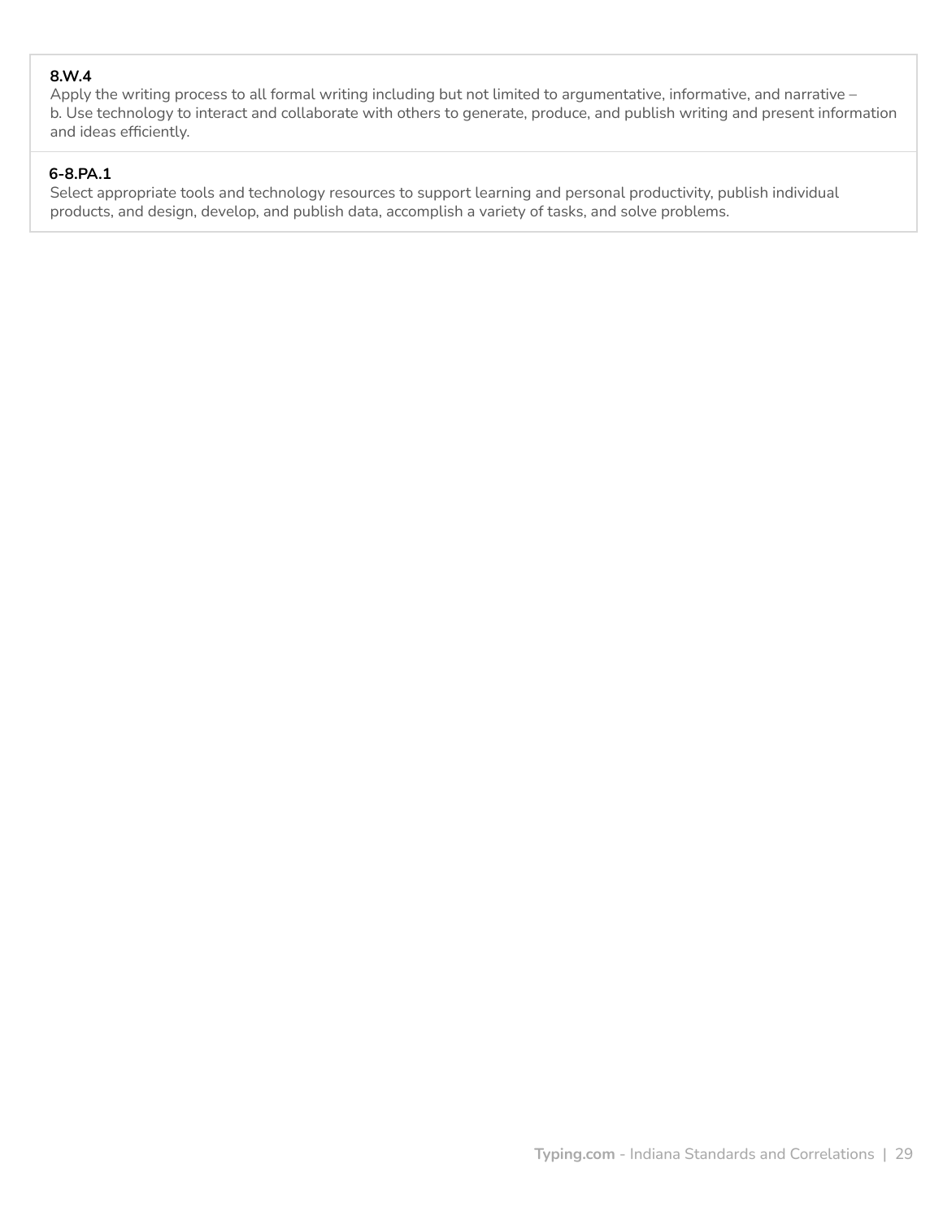**8.W.4**
Apply the writing process to all formal writing including but not limited to argumentative, informative, and narrative –
b. Use technology to interact and collaborate with others to generate, produce, and publish writing and present information and ideas efficiently.

**6-8.PA.1**
Select appropriate tools and technology resources to support learning and personal productivity, publish individual products, and design, develop, and publish data, accomplish a variety of tasks, and solve problems.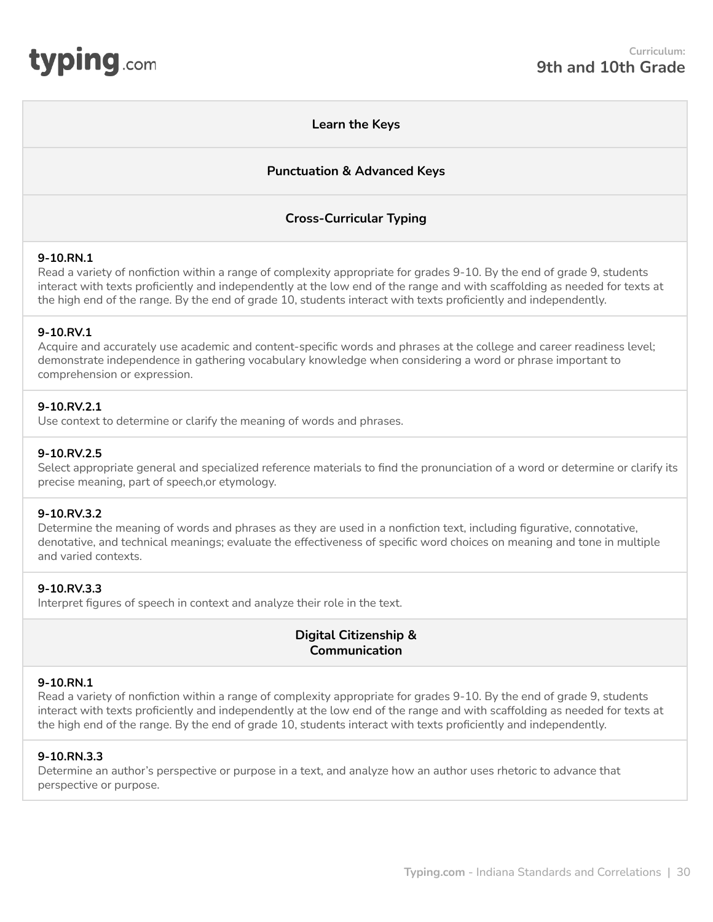# Curriculum: 9th and 10th Grade

### Learn the Keys

### Punctuation & Advanced Keys

### Cross-Curricular Typing

**9-10.RN.1**
Read a variety of nonfiction within a range of complexity appropriate for grades 9-10. By the end of grade 9, students interact with texts proficiently and independently at the low end of the range and with scaffolding as needed for texts at the high end of the range. By the end of grade 10, students interact with texts proficiently and independently.

**9-10.RV.1**
Acquire and accurately use academic and content-specific words and phrases at the college and career readiness level; demonstrate independence in gathering vocabulary knowledge when considering a word or phrase important to comprehension or expression.

**9-10.RV.2.1**
Use context to determine or clarify the meaning of words and phrases.

**9-10.RV.2.5**
Select appropriate general and specialized reference materials to find the pronunciation of a word or determine or clarify its precise meaning, part of speech,or etymology.

**9-10.RV.3.2**
Determine the meaning of words and phrases as they are used in a nonfiction text, including figurative, connotative, denotative, and technical meanings; evaluate the effectiveness of specific word choices on meaning and tone in multiple and varied contexts.

**9-10.RV.3.3**
Interpret figures of speech in context and analyze their role in the text.

### Digital Citizenship & Communication

**9-10.RN.1**
Read a variety of nonfiction within a range of complexity appropriate for grades 9-10. By the end of grade 9, students interact with texts proficiently and independently at the low end of the range and with scaffolding as needed for texts at the high end of the range. By the end of grade 10, students interact with texts proficiently and independently.

**9-10.RN.3.3**
Determine an author's perspective or purpose in a text, and analyze how an author uses rhetoric to advance that perspective or purpose.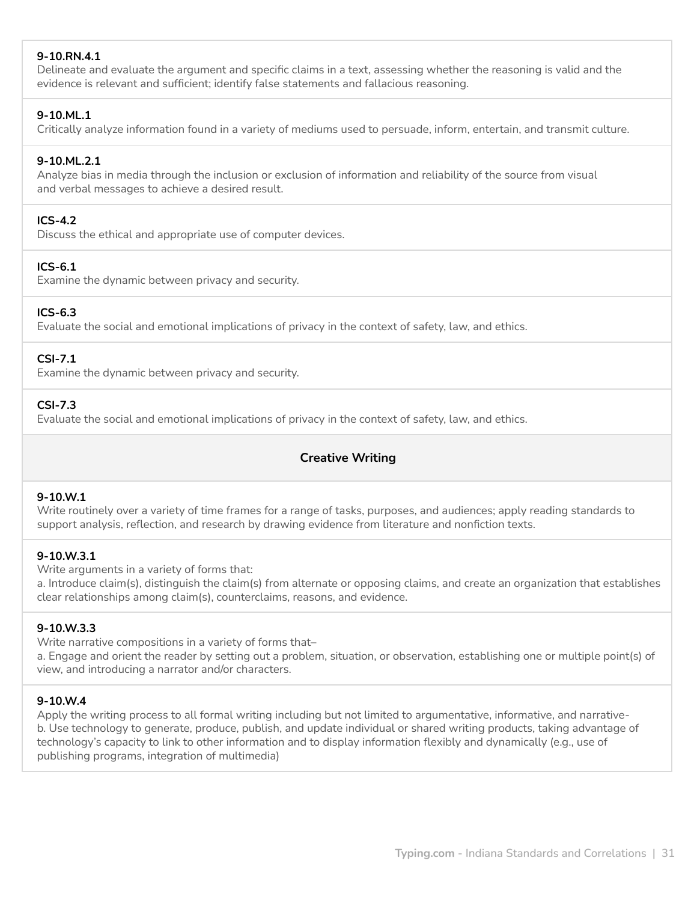**9-10.RN.4.1**
Delineate and evaluate the argument and specific claims in a text, assessing whether the reasoning is valid and the evidence is relevant and sufficient; identify false statements and fallacious reasoning.

**9-10.ML.1**
Critically analyze information found in a variety of mediums used to persuade, inform, entertain, and transmit culture.

**9-10.ML.2.1**
Analyze bias in media through the inclusion or exclusion of information and reliability of the source from visual and verbal messages to achieve a desired result.

**ICS-4.2**
Discuss the ethical and appropriate use of computer devices.

**ICS-6.1**
Examine the dynamic between privacy and security.

**ICS-6.3**
Evaluate the social and emotional implications of privacy in the context of safety, law, and ethics.

**CSI-7.1**
Examine the dynamic between privacy and security.

**CSI-7.3**
Evaluate the social and emotional implications of privacy in the context of safety, law, and ethics.

## Creative Writing

**9-10.W.1**
Write routinely over a variety of time frames for a range of tasks, purposes, and audiences; apply reading standards to support analysis, reflection, and research by drawing evidence from literature and nonfiction texts.

**9-10.W.3.1**
Write arguments in a variety of forms that:
a. Introduce claim(s), distinguish the claim(s) from alternate or opposing claims, and create an organization that establishes clear relationships among claim(s), counterclaims, reasons, and evidence.

**9-10.W.3.3**
Write narrative compositions in a variety of forms that–
a. Engage and orient the reader by setting out a problem, situation, or observation, establishing one or multiple point(s) of view, and introducing a narrator and/or characters.

**9-10.W.4**
Apply the writing process to all formal writing including but not limited to argumentative, informative, and narrative-
b. Use technology to generate, produce, publish, and update individual or shared writing products, taking advantage of technology's capacity to link to other information and to display information flexibly and dynamically (e.g., use of publishing programs, integration of multimedia)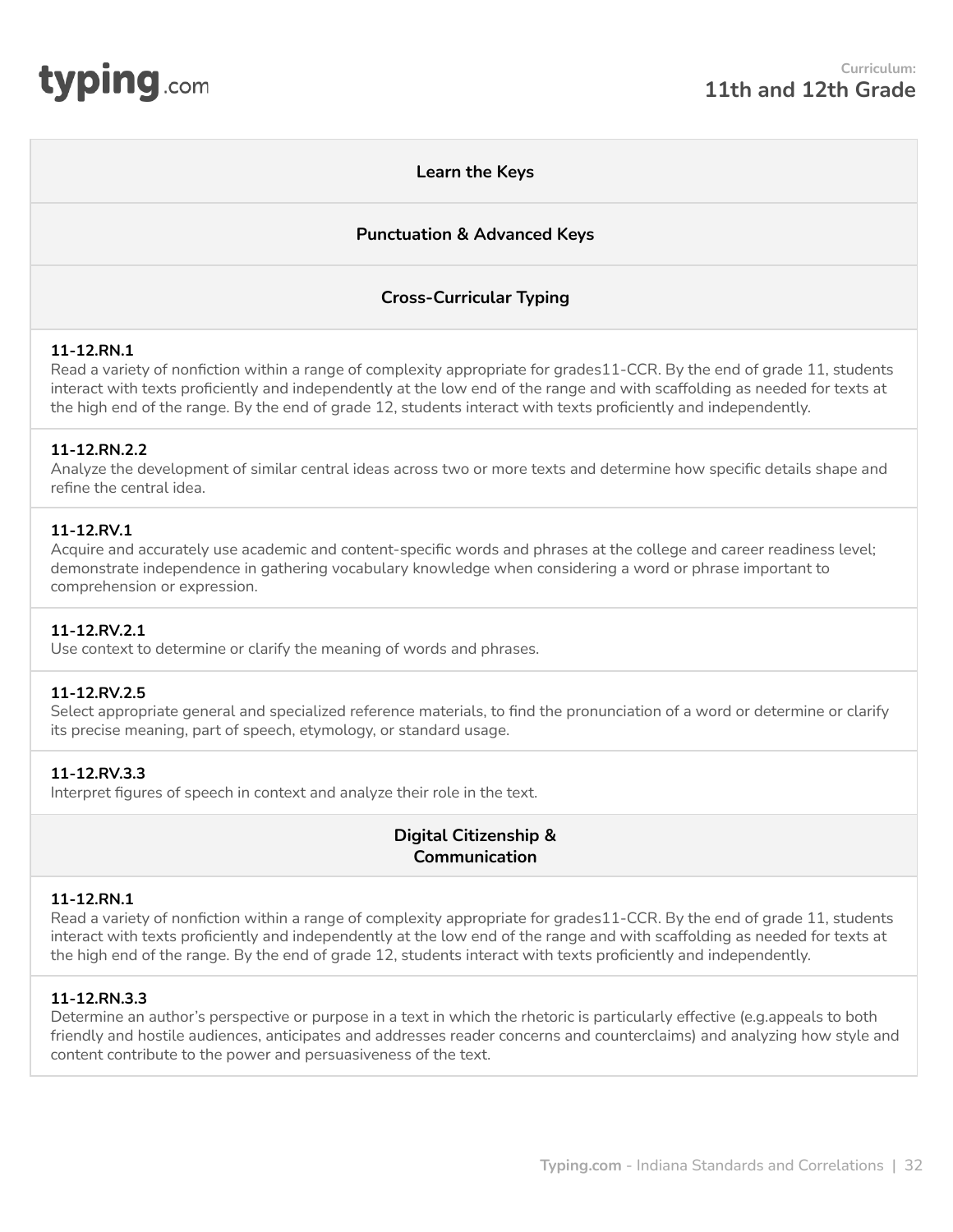# Curriculum: 11th and 12th Grade

## Learn the Keys

## Punctuation & Advanced Keys

## Cross-Curricular Typing

**11-12.RN.1**
Read a variety of nonfiction within a range of complexity appropriate for grades11-CCR. By the end of grade 11, students interact with texts proficiently and independently at the low end of the range and with scaffolding as needed for texts at the high end of the range. By the end of grade 12, students interact with texts proficiently and independently.

**11-12.RN.2.2**
Analyze the development of similar central ideas across two or more texts and determine how specific details shape and refine the central idea.

**11-12.RV.1**
Acquire and accurately use academic and content-specific words and phrases at the college and career readiness level; demonstrate independence in gathering vocabulary knowledge when considering a word or phrase important to comprehension or expression.

**11-12.RV.2.1**
Use context to determine or clarify the meaning of words and phrases.

**11-12.RV.2.5**
Select appropriate general and specialized reference materials, to find the pronunciation of a word or determine or clarify its precise meaning, part of speech, etymology, or standard usage.

**11-12.RV.3.3**
Interpret figures of speech in context and analyze their role in the text.

## Digital Citizenship & Communication

**11-12.RN.1**
Read a variety of nonfiction within a range of complexity appropriate for grades11-CCR. By the end of grade 11, students interact with texts proficiently and independently at the low end of the range and with scaffolding as needed for texts at the high end of the range. By the end of grade 12, students interact with texts proficiently and independently.

**11-12.RN.3.3**
Determine an author's perspective or purpose in a text in which the rhetoric is particularly effective (e.g.appeals to both friendly and hostile audiences, anticipates and addresses reader concerns and counterclaims) and analyzing how style and content contribute to the power and persuasiveness of the text.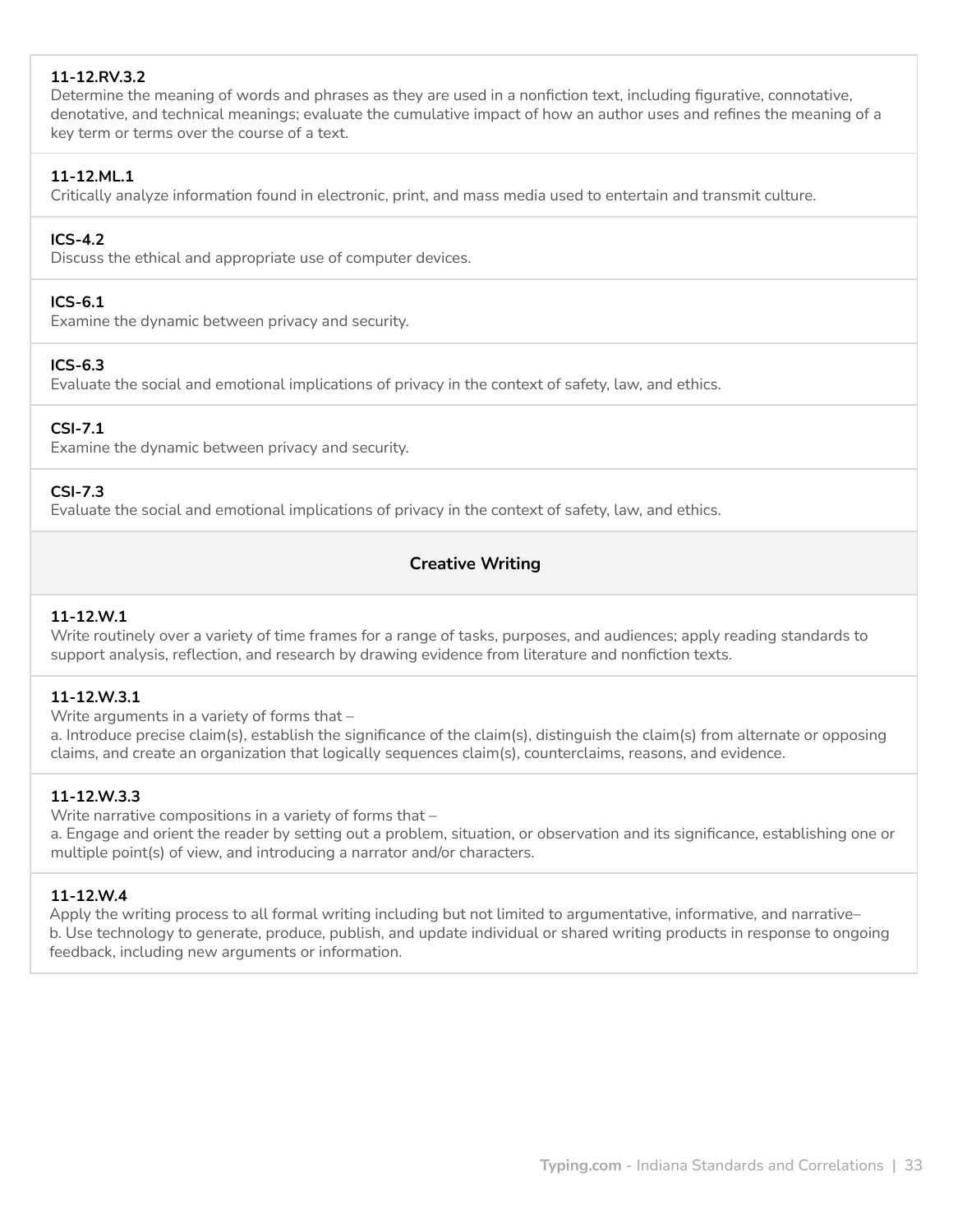**11-12.RV.3.2**
Determine the meaning of words and phrases as they are used in a nonfiction text, including figurative, connotative, denotative, and technical meanings; evaluate the cumulative impact of how an author uses and refines the meaning of a key term or terms over the course of a text.

**11-12.ML.1**
Critically analyze information found in electronic, print, and mass media used to entertain and transmit culture.

**ICS-4.2**
Discuss the ethical and appropriate use of computer devices.

**ICS-6.1**
Examine the dynamic between privacy and security.

**ICS-6.3**
Evaluate the social and emotional implications of privacy in the context of safety, law, and ethics.

**CSI-7.1**
Examine the dynamic between privacy and security.

**CSI-7.3**
Evaluate the social and emotional implications of privacy in the context of safety, law, and ethics.

## Creative Writing

**11-12.W.1**
Write routinely over a variety of time frames for a range of tasks, purposes, and audiences; apply reading standards to support analysis, reflection, and research by drawing evidence from literature and nonfiction texts.

**11-12.W.3.1**
Write arguments in a variety of forms that –
a. Introduce precise claim(s), establish the significance of the claim(s), distinguish the claim(s) from alternate or opposing claims, and create an organization that logically sequences claim(s), counterclaims, reasons, and evidence.

**11-12.W.3.3**
Write narrative compositions in a variety of forms that –
a. Engage and orient the reader by setting out a problem, situation, or observation and its significance, establishing one or multiple point(s) of view, and introducing a narrator and/or characters.

**11-12.W.4**
Apply the writing process to all formal writing including but not limited to argumentative, informative, and narrative–
b. Use technology to generate, produce, publish, and update individual or shared writing products in response to ongoing feedback, including new arguments or information.